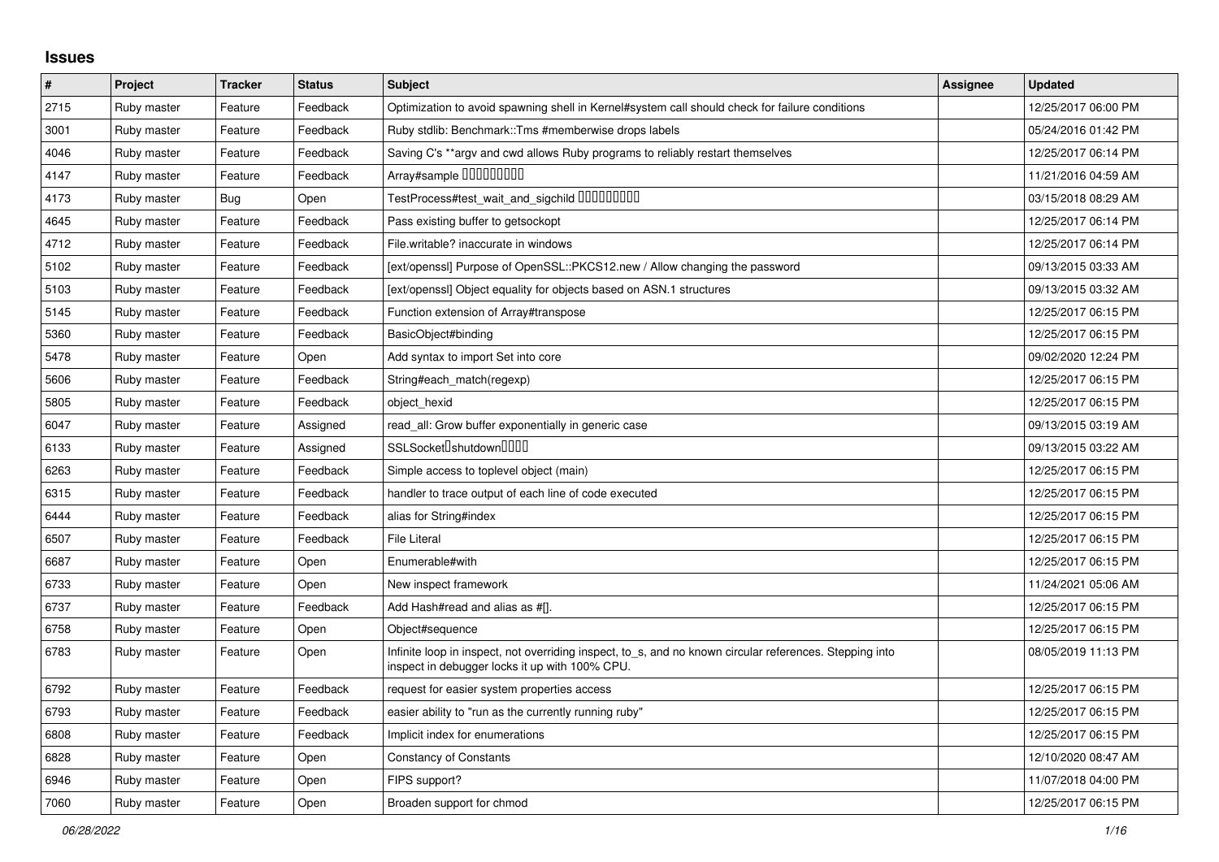## Issues

| # | Project | Tracker | Status | Subject | Assignee | Updated |
|---|---|---|---|---|---|---|
| 2715 | Ruby master | Feature | Feedback | Optimization to avoid spawning shell in Kernel#system call should check for failure conditions | | 12/25/2017 06:00 PM |
| 3001 | Ruby master | Feature | Feedback | Ruby stdlib: Benchmark::Tms #memberwise drops labels | | 05/24/2016 01:42 PM |
| 4046 | Ruby master | Feature | Feedback | Saving C's **argv and cwd allows Ruby programs to reliably restart themselves | | 12/25/2017 06:14 PM |
| 4147 | Ruby master | Feature | Feedback | Array#sample ���������� | | 11/21/2016 04:59 AM |
| 4173 | Ruby master | Bug | Open | TestProcess#test_wait_and_sigchild ���������� | | 03/15/2018 08:29 AM |
| 4645 | Ruby master | Feature | Feedback | Pass existing buffer to getsockopt | | 12/25/2017 06:14 PM |
| 4712 | Ruby master | Feature | Feedback | File.writable? inaccurate in windows | | 12/25/2017 06:14 PM |
| 5102 | Ruby master | Feature | Feedback | [ext/openssl] Purpose of OpenSSL::PKCS12.new / Allow changing the password | | 09/13/2015 03:33 AM |
| 5103 | Ruby master | Feature | Feedback | [ext/openssl] Object equality for objects based on ASN.1 structures | | 09/13/2015 03:32 AM |
| 5145 | Ruby master | Feature | Feedback | Function extension of Array#transpose | | 12/25/2017 06:15 PM |
| 5360 | Ruby master | Feature | Feedback | BasicObject#binding | | 12/25/2017 06:15 PM |
| 5478 | Ruby master | Feature | Open | Add syntax to import Set into core | | 09/02/2020 12:24 PM |
| 5606 | Ruby master | Feature | Feedback | String#each_match(regexp) | | 12/25/2017 06:15 PM |
| 5805 | Ruby master | Feature | Feedback | object_hexid | | 12/25/2017 06:15 PM |
| 6047 | Ruby master | Feature | Assigned | read_all: Grow buffer exponentially in generic case | | 09/13/2015 03:19 AM |
| 6133 | Ruby master | Feature | Assigned | SSLSocket�shutdown���� | | 09/13/2015 03:22 AM |
| 6263 | Ruby master | Feature | Feedback | Simple access to toplevel object (main) | | 12/25/2017 06:15 PM |
| 6315 | Ruby master | Feature | Feedback | handler to trace output of each line of code executed | | 12/25/2017 06:15 PM |
| 6444 | Ruby master | Feature | Feedback | alias for String#index | | 12/25/2017 06:15 PM |
| 6507 | Ruby master | Feature | Feedback | File Literal | | 12/25/2017 06:15 PM |
| 6687 | Ruby master | Feature | Open | Enumerable#with | | 12/25/2017 06:15 PM |
| 6733 | Ruby master | Feature | Open | New inspect framework | | 11/24/2021 05:06 AM |
| 6737 | Ruby master | Feature | Feedback | Add Hash#read and alias as #[]. | | 12/25/2017 06:15 PM |
| 6758 | Ruby master | Feature | Open | Object#sequence | | 12/25/2017 06:15 PM |
| 6783 | Ruby master | Feature | Open | Infinite loop in inspect, not overriding inspect, to_s, and no known circular references. Stepping into inspect in debugger locks it up with 100% CPU. | | 08/05/2019 11:13 PM |
| 6792 | Ruby master | Feature | Feedback | request for easier system properties access | | 12/25/2017 06:15 PM |
| 6793 | Ruby master | Feature | Feedback | easier ability to "run as the currently running ruby" | | 12/25/2017 06:15 PM |
| 6808 | Ruby master | Feature | Feedback | Implicit index for enumerations | | 12/25/2017 06:15 PM |
| 6828 | Ruby master | Feature | Open | Constancy of Constants | | 12/10/2020 08:47 AM |
| 6946 | Ruby master | Feature | Open | FIPS support? | | 11/07/2018 04:00 PM |
| 7060 | Ruby master | Feature | Open | Broaden support for chmod | | 12/25/2017 06:15 PM |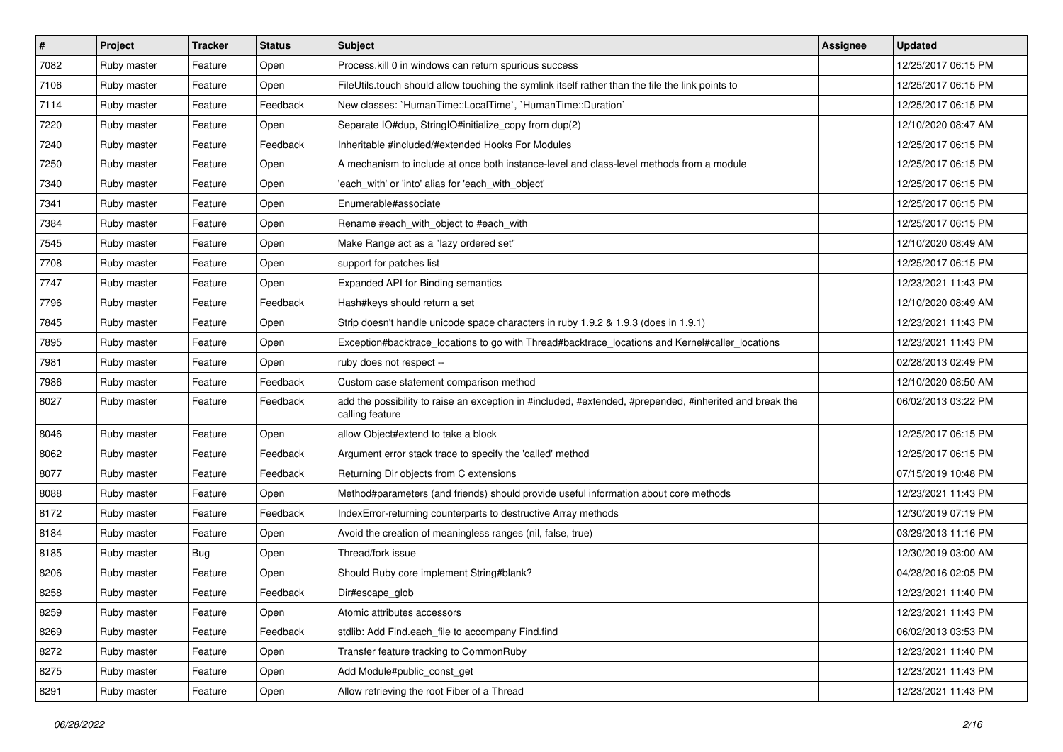| # | Project | Tracker | Status | Subject | Assignee | Updated |
|---|---|---|---|---|---|---|
| 7082 | Ruby master | Feature | Open | Process.kill 0 in windows can return spurious success | | 12/25/2017 06:15 PM |
| 7106 | Ruby master | Feature | Open | FileUtils.touch should allow touching the symlink itself rather than the file the link points to | | 12/25/2017 06:15 PM |
| 7114 | Ruby master | Feature | Feedback | New classes: `HumanTime::LocalTime`, `HumanTime::Duration` | | 12/25/2017 06:15 PM |
| 7220 | Ruby master | Feature | Open | Separate IO#dup, StringIO#initialize_copy from dup(2) | | 12/10/2020 08:47 AM |
| 7240 | Ruby master | Feature | Feedback | Inheritable #included/#extended Hooks For Modules | | 12/25/2017 06:15 PM |
| 7250 | Ruby master | Feature | Open | A mechanism to include at once both instance-level and class-level methods from a module | | 12/25/2017 06:15 PM |
| 7340 | Ruby master | Feature | Open | 'each_with' or 'into' alias for 'each_with_object' | | 12/25/2017 06:15 PM |
| 7341 | Ruby master | Feature | Open | Enumerable#associate | | 12/25/2017 06:15 PM |
| 7384 | Ruby master | Feature | Open | Rename #each_with_object to #each_with | | 12/25/2017 06:15 PM |
| 7545 | Ruby master | Feature | Open | Make Range act as a "lazy ordered set" | | 12/10/2020 08:49 AM |
| 7708 | Ruby master | Feature | Open | support for patches list | | 12/25/2017 06:15 PM |
| 7747 | Ruby master | Feature | Open | Expanded API for Binding semantics | | 12/23/2021 11:43 PM |
| 7796 | Ruby master | Feature | Feedback | Hash#keys should return a set | | 12/10/2020 08:49 AM |
| 7845 | Ruby master | Feature | Open | Strip doesn't handle unicode space characters in ruby 1.9.2 & 1.9.3 (does in 1.9.1) | | 12/23/2021 11:43 PM |
| 7895 | Ruby master | Feature | Open | Exception#backtrace_locations to go with Thread#backtrace_locations and Kernel#caller_locations | | 12/23/2021 11:43 PM |
| 7981 | Ruby master | Feature | Open | ruby does not respect -- | | 02/28/2013 02:49 PM |
| 7986 | Ruby master | Feature | Feedback | Custom case statement comparison method | | 12/10/2020 08:50 AM |
| 8027 | Ruby master | Feature | Feedback | add the possibility to raise an exception in #included, #extended, #prepended, #inherited and break the calling feature | | 06/02/2013 03:22 PM |
| 8046 | Ruby master | Feature | Open | allow Object#extend to take a block | | 12/25/2017 06:15 PM |
| 8062 | Ruby master | Feature | Feedback | Argument error stack trace to specify the 'called' method | | 12/25/2017 06:15 PM |
| 8077 | Ruby master | Feature | Feedback | Returning Dir objects from C extensions | | 07/15/2019 10:48 PM |
| 8088 | Ruby master | Feature | Open | Method#parameters (and friends) should provide useful information about core methods | | 12/23/2021 11:43 PM |
| 8172 | Ruby master | Feature | Feedback | IndexError-returning counterparts to destructive Array methods | | 12/30/2019 07:19 PM |
| 8184 | Ruby master | Feature | Open | Avoid the creation of meaningless ranges (nil, false, true) | | 03/29/2013 11:16 PM |
| 8185 | Ruby master | Bug | Open | Thread/fork issue | | 12/30/2019 03:00 AM |
| 8206 | Ruby master | Feature | Open | Should Ruby core implement String#blank? | | 04/28/2016 02:05 PM |
| 8258 | Ruby master | Feature | Feedback | Dir#escape_glob | | 12/23/2021 11:40 PM |
| 8259 | Ruby master | Feature | Open | Atomic attributes accessors | | 12/23/2021 11:43 PM |
| 8269 | Ruby master | Feature | Feedback | stdlib: Add Find.each_file to accompany Find.find | | 06/02/2013 03:53 PM |
| 8272 | Ruby master | Feature | Open | Transfer feature tracking to CommonRuby | | 12/23/2021 11:40 PM |
| 8275 | Ruby master | Feature | Open | Add Module#public_const_get | | 12/23/2021 11:43 PM |
| 8291 | Ruby master | Feature | Open | Allow retrieving the root Fiber of a Thread | | 12/23/2021 11:43 PM |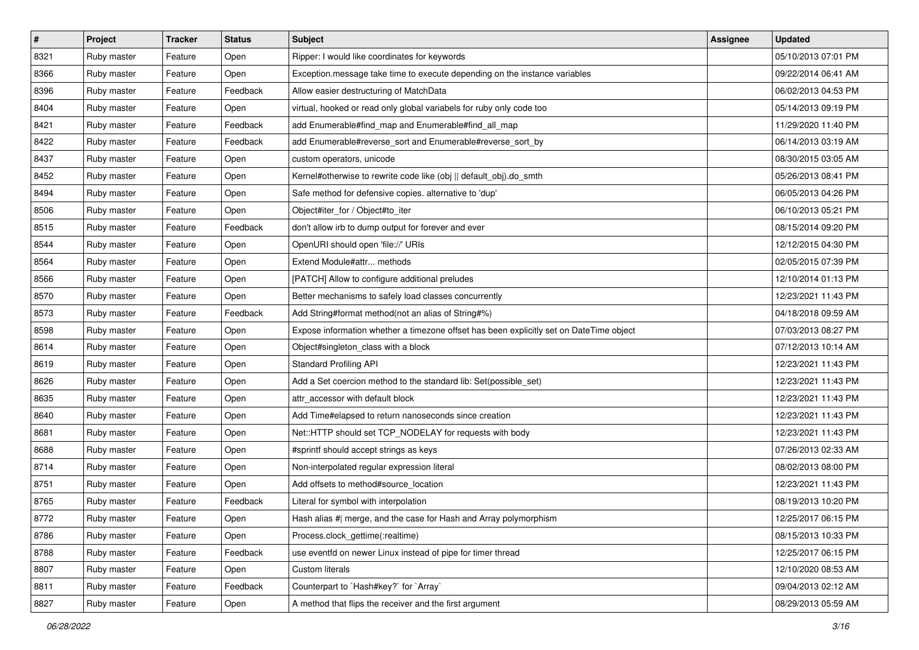| # | Project | Tracker | Status | Subject | Assignee | Updated |
|---|---|---|---|---|---|---|
| 8321 | Ruby master | Feature | Open | Ripper: I would like coordinates for keywords | | 05/10/2013 07:01 PM |
| 8366 | Ruby master | Feature | Open | Exception.message take time to execute depending on the instance variables | | 09/22/2014 06:41 AM |
| 8396 | Ruby master | Feature | Feedback | Allow easier destructuring of MatchData | | 06/02/2013 04:53 PM |
| 8404 | Ruby master | Feature | Open | virtual, hooked or read only global variabels for ruby only code too | | 05/14/2013 09:19 PM |
| 8421 | Ruby master | Feature | Feedback | add Enumerable#find_map and Enumerable#find_all_map | | 11/29/2020 11:40 PM |
| 8422 | Ruby master | Feature | Feedback | add Enumerable#reverse_sort and Enumerable#reverse_sort_by | | 06/14/2013 03:19 AM |
| 8437 | Ruby master | Feature | Open | custom operators, unicode | | 08/30/2015 03:05 AM |
| 8452 | Ruby master | Feature | Open | Kernel#otherwise to rewrite code like (obj \|\| default_obj).do_smth | | 05/26/2013 08:41 PM |
| 8494 | Ruby master | Feature | Open | Safe method for defensive copies. alternative to 'dup' | | 06/05/2013 04:26 PM |
| 8506 | Ruby master | Feature | Open | Object#iter_for / Object#to_iter | | 06/10/2013 05:21 PM |
| 8515 | Ruby master | Feature | Feedback | don't allow irb to dump output for forever and ever | | 08/15/2014 09:20 PM |
| 8544 | Ruby master | Feature | Open | OpenURI should open 'file://' URIs | | 12/12/2015 04:30 PM |
| 8564 | Ruby master | Feature | Open | Extend Module#attr... methods | | 02/05/2015 07:39 PM |
| 8566 | Ruby master | Feature | Open | [PATCH] Allow to configure additional preludes | | 12/10/2014 01:13 PM |
| 8570 | Ruby master | Feature | Open | Better mechanisms to safely load classes concurrently | | 12/23/2021 11:43 PM |
| 8573 | Ruby master | Feature | Feedback | Add String#format method(not an alias of String#%) | | 04/18/2018 09:59 AM |
| 8598 | Ruby master | Feature | Open | Expose information whether a timezone offset has been explicitly set on DateTime object | | 07/03/2013 08:27 PM |
| 8614 | Ruby master | Feature | Open | Object#singleton_class with a block | | 07/12/2013 10:14 AM |
| 8619 | Ruby master | Feature | Open | Standard Profiling API | | 12/23/2021 11:43 PM |
| 8626 | Ruby master | Feature | Open | Add a Set coercion method to the standard lib: Set(possible_set) | | 12/23/2021 11:43 PM |
| 8635 | Ruby master | Feature | Open | attr_accessor with default block | | 12/23/2021 11:43 PM |
| 8640 | Ruby master | Feature | Open | Add Time#elapsed to return nanoseconds since creation | | 12/23/2021 11:43 PM |
| 8681 | Ruby master | Feature | Open | Net::HTTP should set TCP_NODELAY for requests with body | | 12/23/2021 11:43 PM |
| 8688 | Ruby master | Feature | Open | #sprintf should accept strings as keys | | 07/26/2013 02:33 AM |
| 8714 | Ruby master | Feature | Open | Non-interpolated regular expression literal | | 08/02/2013 08:00 PM |
| 8751 | Ruby master | Feature | Open | Add offsets to method#source_location | | 12/23/2021 11:43 PM |
| 8765 | Ruby master | Feature | Feedback | Literal for symbol with interpolation | | 08/19/2013 10:20 PM |
| 8772 | Ruby master | Feature | Open | Hash alias #\| merge, and the case for Hash and Array polymorphism | | 12/25/2017 06:15 PM |
| 8786 | Ruby master | Feature | Open | Process.clock_gettime(:realtime) | | 08/15/2013 10:33 PM |
| 8788 | Ruby master | Feature | Feedback | use eventfd on newer Linux instead of pipe for timer thread | | 12/25/2017 06:15 PM |
| 8807 | Ruby master | Feature | Open | Custom literals | | 12/10/2020 08:53 AM |
| 8811 | Ruby master | Feature | Feedback | Counterpart to `Hash#key?` for `Array` | | 09/04/2013 02:12 AM |
| 8827 | Ruby master | Feature | Open | A method that flips the receiver and the first argument | | 08/29/2013 05:59 AM |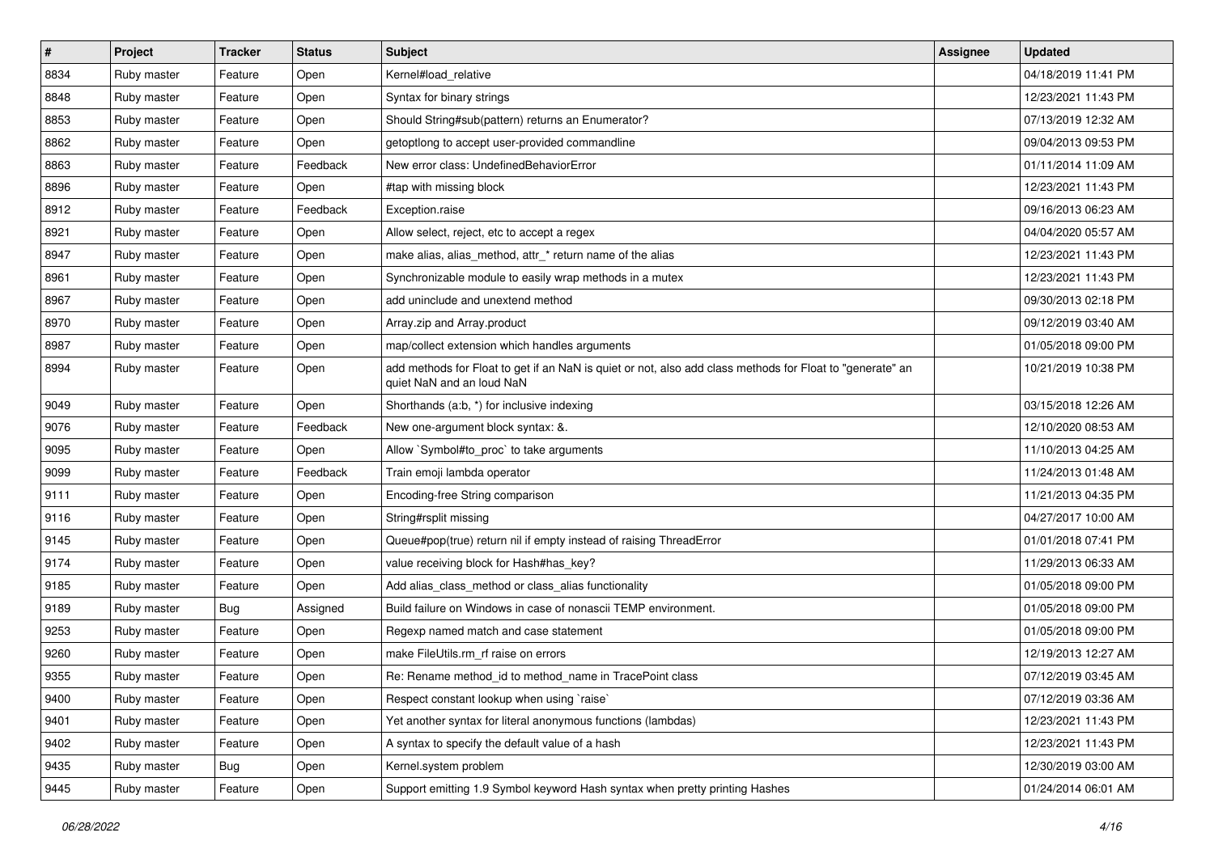| # | Project | Tracker | Status | Subject | Assignee | Updated |
|---|---|---|---|---|---|---|
| 8834 | Ruby master | Feature | Open | Kernel#load_relative | | 04/18/2019 11:41 PM |
| 8848 | Ruby master | Feature | Open | Syntax for binary strings | | 12/23/2021 11:43 PM |
| 8853 | Ruby master | Feature | Open | Should String#sub(pattern) returns an Enumerator? | | 07/13/2019 12:32 AM |
| 8862 | Ruby master | Feature | Open | getoptlong to accept user-provided commandline | | 09/04/2013 09:53 PM |
| 8863 | Ruby master | Feature | Feedback | New error class: UndefinedBehaviorError | | 01/11/2014 11:09 AM |
| 8896 | Ruby master | Feature | Open | #tap with missing block | | 12/23/2021 11:43 PM |
| 8912 | Ruby master | Feature | Feedback | Exception.raise | | 09/16/2013 06:23 AM |
| 8921 | Ruby master | Feature | Open | Allow select, reject, etc to accept a regex | | 04/04/2020 05:57 AM |
| 8947 | Ruby master | Feature | Open | make alias, alias_method, attr_* return name of the alias | | 12/23/2021 11:43 PM |
| 8961 | Ruby master | Feature | Open | Synchronizable module to easily wrap methods in a mutex | | 12/23/2021 11:43 PM |
| 8967 | Ruby master | Feature | Open | add uninclude and unextend method | | 09/30/2013 02:18 PM |
| 8970 | Ruby master | Feature | Open | Array.zip and Array.product | | 09/12/2019 03:40 AM |
| 8987 | Ruby master | Feature | Open | map/collect extension which handles arguments | | 01/05/2018 09:00 PM |
| 8994 | Ruby master | Feature | Open | add methods for Float to get if an NaN is quiet or not, also add class methods for Float to "generate" an quiet NaN and an loud NaN | | 10/21/2019 10:38 PM |
| 9049 | Ruby master | Feature | Open | Shorthands (a:b, *) for inclusive indexing | | 03/15/2018 12:26 AM |
| 9076 | Ruby master | Feature | Feedback | New one-argument block syntax: &. | | 12/10/2020 08:53 AM |
| 9095 | Ruby master | Feature | Open | Allow `Symbol#to_proc` to take arguments | | 11/10/2013 04:25 AM |
| 9099 | Ruby master | Feature | Feedback | Train emoji lambda operator | | 11/24/2013 01:48 AM |
| 9111 | Ruby master | Feature | Open | Encoding-free String comparison | | 11/21/2013 04:35 PM |
| 9116 | Ruby master | Feature | Open | String#rsplit missing | | 04/27/2017 10:00 AM |
| 9145 | Ruby master | Feature | Open | Queue#pop(true) return nil if empty instead of raising ThreadError | | 01/01/2018 07:41 PM |
| 9174 | Ruby master | Feature | Open | value receiving block for Hash#has_key? | | 11/29/2013 06:33 AM |
| 9185 | Ruby master | Feature | Open | Add alias_class_method or class_alias functionality | | 01/05/2018 09:00 PM |
| 9189 | Ruby master | Bug | Assigned | Build failure on Windows in case of nonascii TEMP environment. | | 01/05/2018 09:00 PM |
| 9253 | Ruby master | Feature | Open | Regexp named match and case statement | | 01/05/2018 09:00 PM |
| 9260 | Ruby master | Feature | Open | make FileUtils.rm_rf raise on errors | | 12/19/2013 12:27 AM |
| 9355 | Ruby master | Feature | Open | Re: Rename method_id to method_name in TracePoint class | | 07/12/2019 03:45 AM |
| 9400 | Ruby master | Feature | Open | Respect constant lookup when using `raise` | | 07/12/2019 03:36 AM |
| 9401 | Ruby master | Feature | Open | Yet another syntax for literal anonymous functions (lambdas) | | 12/23/2021 11:43 PM |
| 9402 | Ruby master | Feature | Open | A syntax to specify the default value of a hash | | 12/23/2021 11:43 PM |
| 9435 | Ruby master | Bug | Open | Kernel.system problem | | 12/30/2019 03:00 AM |
| 9445 | Ruby master | Feature | Open | Support emitting 1.9 Symbol keyword Hash syntax when pretty printing Hashes | | 01/24/2014 06:01 AM |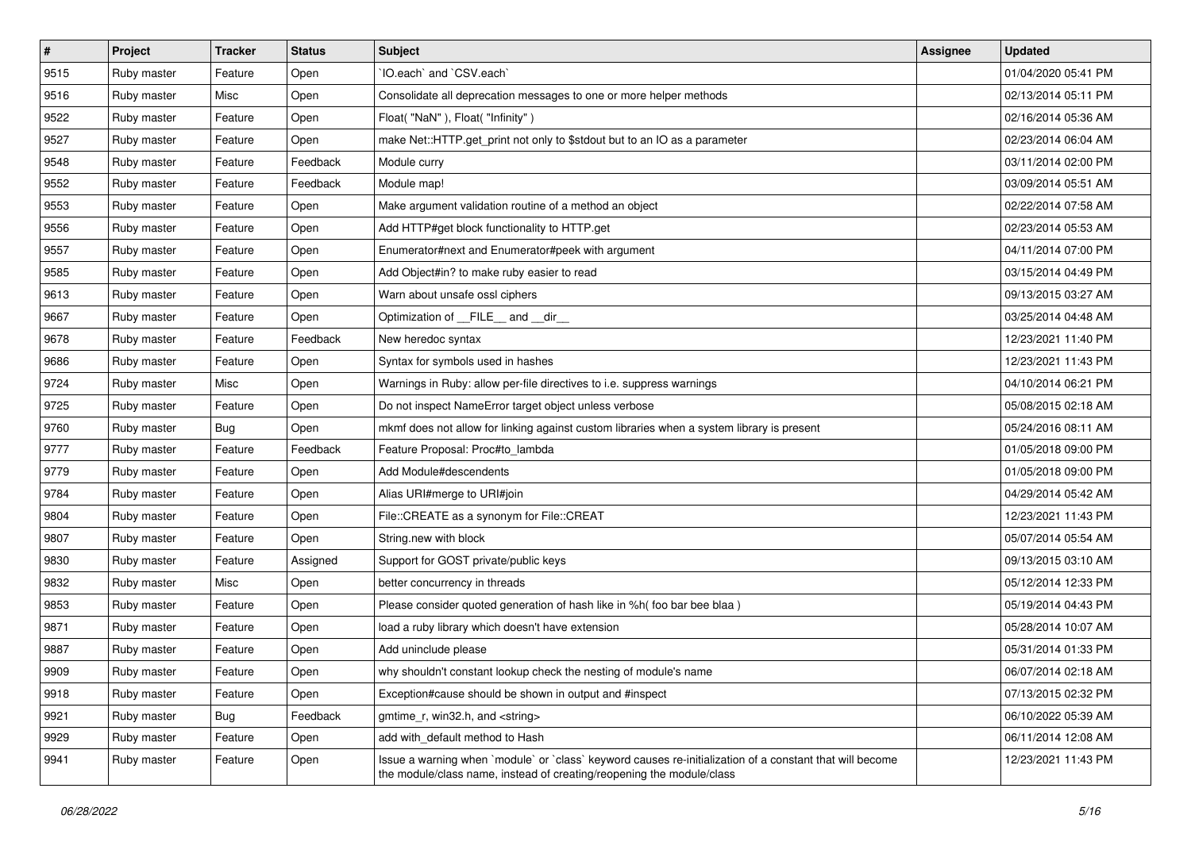| # | Project | Tracker | Status | Subject | Assignee | Updated |
|---|---|---|---|---|---|---|
| 9515 | Ruby master | Feature | Open | `IO.each` and `CSV.each` | | 01/04/2020 05:41 PM |
| 9516 | Ruby master | Misc | Open | Consolidate all deprecation messages to one or more helper methods | | 02/13/2014 05:11 PM |
| 9522 | Ruby master | Feature | Open | Float( "NaN" ), Float( "Infinity" ) | | 02/16/2014 05:36 AM |
| 9527 | Ruby master | Feature | Open | make Net::HTTP.get_print not only to $stdout but to an IO as a parameter | | 02/23/2014 06:04 AM |
| 9548 | Ruby master | Feature | Feedback | Module curry | | 03/11/2014 02:00 PM |
| 9552 | Ruby master | Feature | Feedback | Module map! | | 03/09/2014 05:51 AM |
| 9553 | Ruby master | Feature | Open | Make argument validation routine of a method an object | | 02/22/2014 07:58 AM |
| 9556 | Ruby master | Feature | Open | Add HTTP#get block functionality to HTTP.get | | 02/23/2014 05:53 AM |
| 9557 | Ruby master | Feature | Open | Enumerator#next and Enumerator#peek with argument | | 04/11/2014 07:00 PM |
| 9585 | Ruby master | Feature | Open | Add Object#in? to make ruby easier to read | | 03/15/2014 04:49 PM |
| 9613 | Ruby master | Feature | Open | Warn about unsafe ossl ciphers | | 09/13/2015 03:27 AM |
| 9667 | Ruby master | Feature | Open | Optimization of __FILE__ and __dir__ | | 03/25/2014 04:48 AM |
| 9678 | Ruby master | Feature | Feedback | New heredoc syntax | | 12/23/2021 11:40 PM |
| 9686 | Ruby master | Feature | Open | Syntax for symbols used in hashes | | 12/23/2021 11:43 PM |
| 9724 | Ruby master | Misc | Open | Warnings in Ruby: allow per-file directives to i.e. suppress warnings | | 04/10/2014 06:21 PM |
| 9725 | Ruby master | Feature | Open | Do not inspect NameError target object unless verbose | | 05/08/2015 02:18 AM |
| 9760 | Ruby master | Bug | Open | mkmf does not allow for linking against custom libraries when a system library is present | | 05/24/2016 08:11 AM |
| 9777 | Ruby master | Feature | Feedback | Feature Proposal: Proc#to_lambda | | 01/05/2018 09:00 PM |
| 9779 | Ruby master | Feature | Open | Add Module#descendents | | 01/05/2018 09:00 PM |
| 9784 | Ruby master | Feature | Open | Alias URI#merge to URI#join | | 04/29/2014 05:42 AM |
| 9804 | Ruby master | Feature | Open | File::CREATE as a synonym for File::CREAT | | 12/23/2021 11:43 PM |
| 9807 | Ruby master | Feature | Open | String.new with block | | 05/07/2014 05:54 AM |
| 9830 | Ruby master | Feature | Assigned | Support for GOST private/public keys | | 09/13/2015 03:10 AM |
| 9832 | Ruby master | Misc | Open | better concurrency in threads | | 05/12/2014 12:33 PM |
| 9853 | Ruby master | Feature | Open | Please consider quoted generation of hash like in %h( foo bar bee blaa ) | | 05/19/2014 04:43 PM |
| 9871 | Ruby master | Feature | Open | load a ruby library which doesn't have extension | | 05/28/2014 10:07 AM |
| 9887 | Ruby master | Feature | Open | Add uninclude please | | 05/31/2014 01:33 PM |
| 9909 | Ruby master | Feature | Open | why shouldn't constant lookup check the nesting of module's name | | 06/07/2014 02:18 AM |
| 9918 | Ruby master | Feature | Open | Exception#cause should be shown in output and #inspect | | 07/13/2015 02:32 PM |
| 9921 | Ruby master | Bug | Feedback | gmtime_r, win32.h, and <string> | | 06/10/2022 05:39 AM |
| 9929 | Ruby master | Feature | Open | add with_default method to Hash | | 06/11/2014 12:08 AM |
| 9941 | Ruby master | Feature | Open | Issue a warning when `module` or `class` keyword causes re-initialization of a constant that will become the module/class name, instead of creating/reopening the module/class | | 12/23/2021 11:43 PM |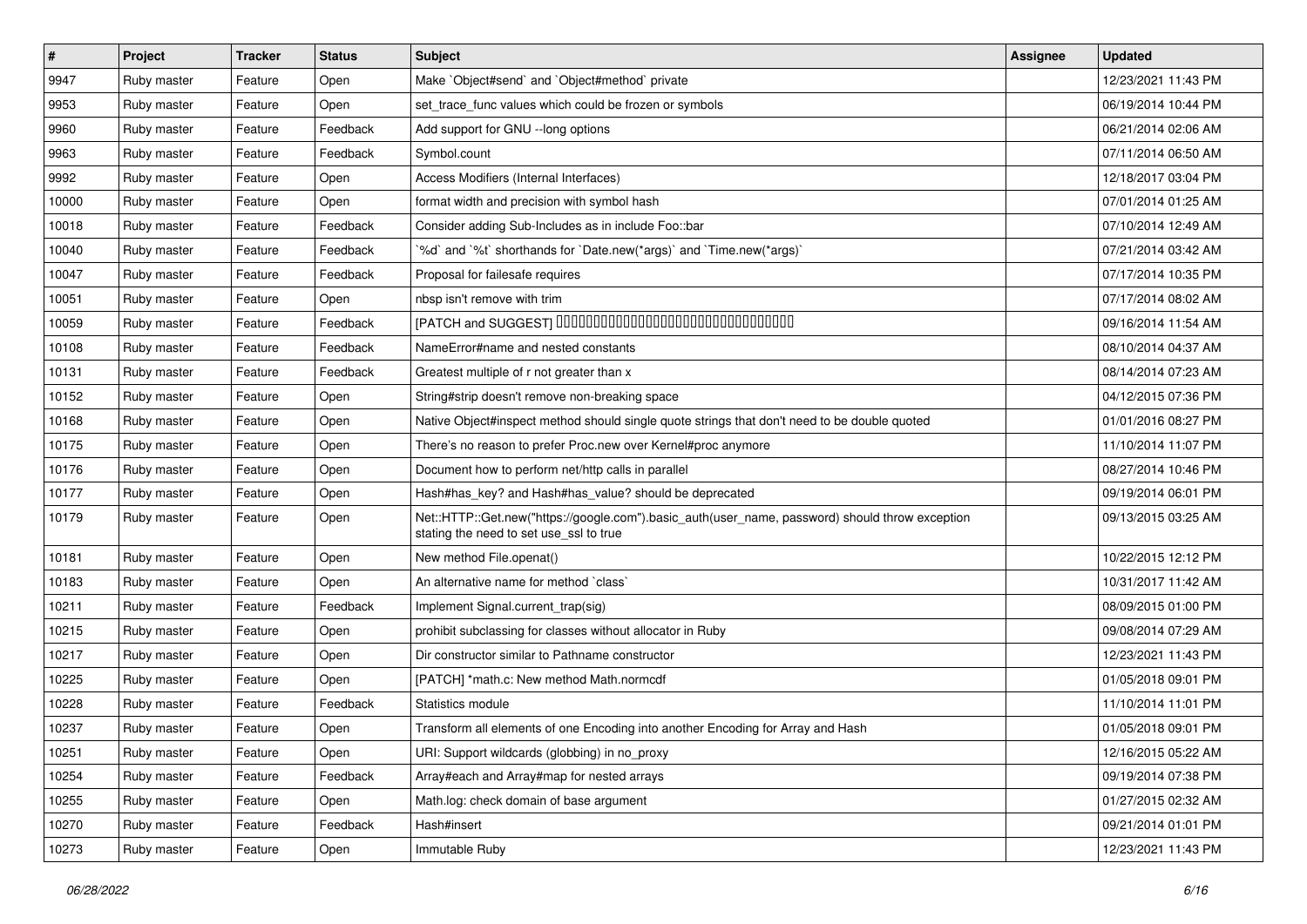| # | Project | Tracker | Status | Subject | Assignee | Updated |
|---|---|---|---|---|---|---|
| 9947 | Ruby master | Feature | Open | Make `Object#send` and `Object#method` private | | 12/23/2021 11:43 PM |
| 9953 | Ruby master | Feature | Open | set_trace_func values which could be frozen or symbols | | 06/19/2014 10:44 PM |
| 9960 | Ruby master | Feature | Feedback | Add support for GNU --long options | | 06/21/2014 02:06 AM |
| 9963 | Ruby master | Feature | Feedback | Symbol.count | | 07/11/2014 06:50 AM |
| 9992 | Ruby master | Feature | Open | Access Modifiers (Internal Interfaces) | | 12/18/2017 03:04 PM |
| 10000 | Ruby master | Feature | Open | format width and precision with symbol hash | | 07/01/2014 01:25 AM |
| 10018 | Ruby master | Feature | Feedback | Consider adding Sub-Includes as in include Foo::bar | | 07/10/2014 12:49 AM |
| 10040 | Ruby master | Feature | Feedback | `%d` and `%t` shorthands for `Date.new(*args)` and `Time.new(*args)` | | 07/21/2014 03:42 AM |
| 10047 | Ruby master | Feature | Feedback | Proposal for failesafe requires | | 07/17/2014 10:35 PM |
| 10051 | Ruby master | Feature | Open | nbsp isn't remove with trim | | 07/17/2014 08:02 AM |
| 10059 | Ruby master | Feature | Feedback | [PATCH and SUGGEST] 0000000000000000000000000000000000 | | 09/16/2014 11:54 AM |
| 10108 | Ruby master | Feature | Feedback | NameError#name and nested constants | | 08/10/2014 04:37 AM |
| 10131 | Ruby master | Feature | Feedback | Greatest multiple of r not greater than x | | 08/14/2014 07:23 AM |
| 10152 | Ruby master | Feature | Open | String#strip doesn't remove non-breaking space | | 04/12/2015 07:36 PM |
| 10168 | Ruby master | Feature | Open | Native Object#inspect method should single quote strings that don't need to be double quoted | | 01/01/2016 08:27 PM |
| 10175 | Ruby master | Feature | Open | There's no reason to prefer Proc.new over Kernel#proc anymore | | 11/10/2014 11:07 PM |
| 10176 | Ruby master | Feature | Open | Document how to perform net/http calls in parallel | | 08/27/2014 10:46 PM |
| 10177 | Ruby master | Feature | Open | Hash#has_key? and Hash#has_value? should be deprecated | | 09/19/2014 06:01 PM |
| 10179 | Ruby master | Feature | Open | Net::HTTP::Get.new("https://google.com").basic_auth(user_name, password) should throw exception stating the need to set use_ssl to true | | 09/13/2015 03:25 AM |
| 10181 | Ruby master | Feature | Open | New method File.openat() | | 10/22/2015 12:12 PM |
| 10183 | Ruby master | Feature | Open | An alternative name for method `class` | | 10/31/2017 11:42 AM |
| 10211 | Ruby master | Feature | Feedback | Implement Signal.current_trap(sig) | | 08/09/2015 01:00 PM |
| 10215 | Ruby master | Feature | Open | prohibit subclassing for classes without allocator in Ruby | | 09/08/2014 07:29 AM |
| 10217 | Ruby master | Feature | Open | Dir constructor similar to Pathname constructor | | 12/23/2021 11:43 PM |
| 10225 | Ruby master | Feature | Open | [PATCH] *math.c: New method Math.normcdf | | 01/05/2018 09:01 PM |
| 10228 | Ruby master | Feature | Feedback | Statistics module | | 11/10/2014 11:01 PM |
| 10237 | Ruby master | Feature | Open | Transform all elements of one Encoding into another Encoding for Array and Hash | | 01/05/2018 09:01 PM |
| 10251 | Ruby master | Feature | Open | URI: Support wildcards (globbing) in no_proxy | | 12/16/2015 05:22 AM |
| 10254 | Ruby master | Feature | Feedback | Array#each and Array#map for nested arrays | | 09/19/2014 07:38 PM |
| 10255 | Ruby master | Feature | Open | Math.log: check domain of base argument | | 01/27/2015 02:32 AM |
| 10270 | Ruby master | Feature | Feedback | Hash#insert | | 09/21/2014 01:01 PM |
| 10273 | Ruby master | Feature | Open | Immutable Ruby | | 12/23/2021 11:43 PM |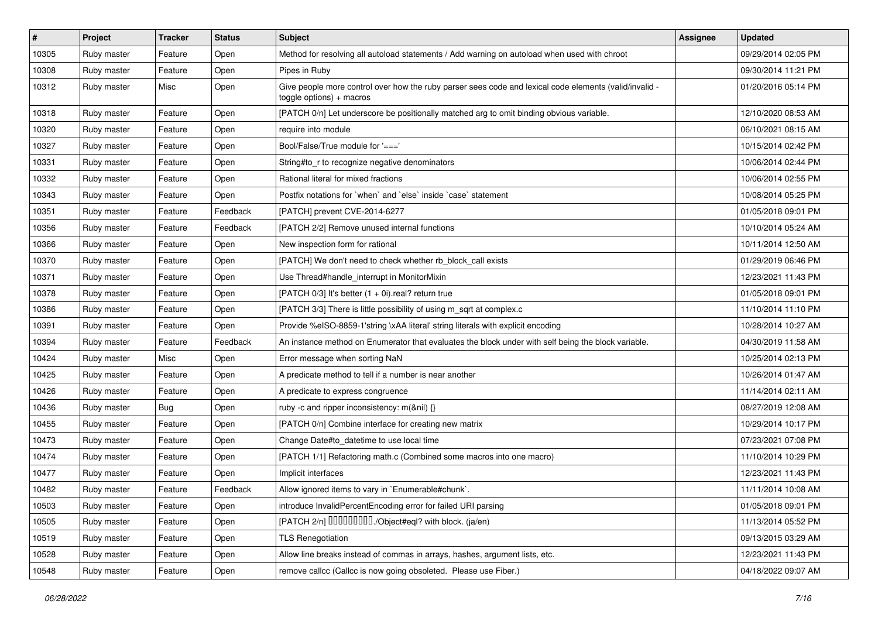| # | Project | Tracker | Status | Subject | Assignee | Updated |
|---|---|---|---|---|---|---|
| 10305 | Ruby master | Feature | Open | Method for resolving all autoload statements / Add warning on autoload when used with chroot | | 09/29/2014 02:05 PM |
| 10308 | Ruby master | Feature | Open | Pipes in Ruby | | 09/30/2014 11:21 PM |
| 10312 | Ruby master | Misc | Open | Give people more control over how the ruby parser sees code and lexical code elements (valid/invalid - toggle options) + macros | | 01/20/2016 05:14 PM |
| 10318 | Ruby master | Feature | Open | [PATCH 0/n] Let underscore be positionally matched arg to omit binding obvious variable. | | 12/10/2020 08:53 AM |
| 10320 | Ruby master | Feature | Open | require into module | | 06/10/2021 08:15 AM |
| 10327 | Ruby master | Feature | Open | Bool/False/True module for '===' | | 10/15/2014 02:42 PM |
| 10331 | Ruby master | Feature | Open | String#to_r to recognize negative denominators | | 10/06/2014 02:44 PM |
| 10332 | Ruby master | Feature | Open | Rational literal for mixed fractions | | 10/06/2014 02:55 PM |
| 10343 | Ruby master | Feature | Open | Postfix notations for `when` and `else` inside `case` statement | | 10/08/2014 05:25 PM |
| 10351 | Ruby master | Feature | Feedback | [PATCH] prevent CVE-2014-6277 | | 01/05/2018 09:01 PM |
| 10356 | Ruby master | Feature | Feedback | [PATCH 2/2] Remove unused internal functions | | 10/10/2014 05:24 AM |
| 10366 | Ruby master | Feature | Open | New inspection form for rational | | 10/11/2014 12:50 AM |
| 10370 | Ruby master | Feature | Open | [PATCH] We don't need to check whether rb_block_call exists | | 01/29/2019 06:46 PM |
| 10371 | Ruby master | Feature | Open | Use Thread#handle_interrupt in MonitorMixin | | 12/23/2021 11:43 PM |
| 10378 | Ruby master | Feature | Open | [PATCH 0/3] It's better (1 + 0i).real? return true | | 01/05/2018 09:01 PM |
| 10386 | Ruby master | Feature | Open | [PATCH 3/3] There is little possibility of using m_sqrt at complex.c | | 11/10/2014 11:10 PM |
| 10391 | Ruby master | Feature | Open | Provide %eISO-8859-1'string \xAA literal' string literals with explicit encoding | | 10/28/2014 10:27 AM |
| 10394 | Ruby master | Feature | Feedback | An instance method on Enumerator that evaluates the block under with self being the block variable. | | 04/30/2019 11:58 AM |
| 10424 | Ruby master | Misc | Open | Error message when sorting NaN | | 10/25/2014 02:13 PM |
| 10425 | Ruby master | Feature | Open | A predicate method to tell if a number is near another | | 10/26/2014 01:47 AM |
| 10426 | Ruby master | Feature | Open | A predicate to express congruence | | 11/14/2014 02:11 AM |
| 10436 | Ruby master | Bug | Open | ruby -c and ripper inconsistency: m(&nil) {} | | 08/27/2019 12:08 AM |
| 10455 | Ruby master | Feature | Open | [PATCH 0/n] Combine interface for creating new matrix | | 10/29/2014 10:17 PM |
| 10473 | Ruby master | Feature | Open | Change Date#to_datetime to use local time | | 07/23/2021 07:08 PM |
| 10474 | Ruby master | Feature | Open | [PATCH 1/1] Refactoring math.c (Combined some macros into one macro) | | 11/10/2014 10:29 PM |
| 10477 | Ruby master | Feature | Open | Implicit interfaces | | 12/23/2021 11:43 PM |
| 10482 | Ruby master | Feature | Feedback | Allow ignored items to vary in `Enumerable#chunk`. | | 11/11/2014 10:08 AM |
| 10503 | Ruby master | Feature | Open | introduce InvalidPercentEncoding error for failed URI parsing | | 01/05/2018 09:01 PM |
| 10505 | Ruby master | Feature | Open | [PATCH 2/n] □□□□□□□□□./Object#eql? with block. (ja/en) | | 11/13/2014 05:52 PM |
| 10519 | Ruby master | Feature | Open | TLS Renegotiation | | 09/13/2015 03:29 AM |
| 10528 | Ruby master | Feature | Open | Allow line breaks instead of commas in arrays, hashes, argument lists, etc. | | 12/23/2021 11:43 PM |
| 10548 | Ruby master | Feature | Open | remove callcc (Callcc is now going obsoleted. Please use Fiber.) | | 04/18/2022 09:07 AM |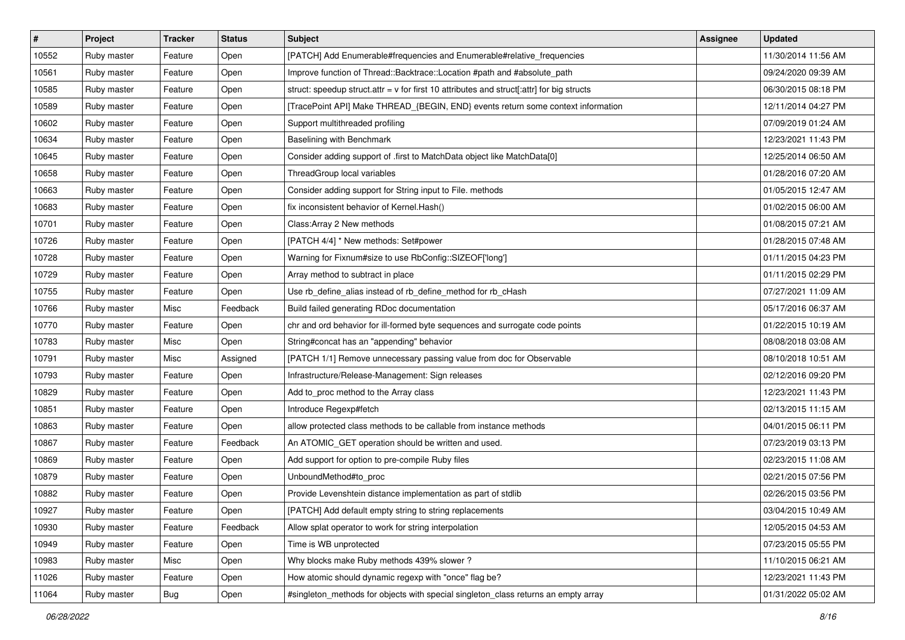| # | Project | Tracker | Status | Subject | Assignee | Updated |
|---|---|---|---|---|---|---|
| 10552 | Ruby master | Feature | Open | [PATCH] Add Enumerable#frequencies and Enumerable#relative_frequencies | | 11/30/2014 11:56 AM |
| 10561 | Ruby master | Feature | Open | Improve function of Thread::Backtrace::Location #path and #absolute_path | | 09/24/2020 09:39 AM |
| 10585 | Ruby master | Feature | Open | struct: speedup struct.attr = v for first 10 attributes and struct[:attr] for big structs | | 06/30/2015 08:18 PM |
| 10589 | Ruby master | Feature | Open | [TracePoint API] Make THREAD_{BEGIN, END} events return some context information | | 12/11/2014 04:27 PM |
| 10602 | Ruby master | Feature | Open | Support multithreaded profiling | | 07/09/2019 01:24 AM |
| 10634 | Ruby master | Feature | Open | Baselining with Benchmark | | 12/23/2021 11:43 PM |
| 10645 | Ruby master | Feature | Open | Consider adding support of .first to MatchData object like MatchData[0] | | 12/25/2014 06:50 AM |
| 10658 | Ruby master | Feature | Open | ThreadGroup local variables | | 01/28/2016 07:20 AM |
| 10663 | Ruby master | Feature | Open | Consider adding support for String input to File. methods | | 01/05/2015 12:47 AM |
| 10683 | Ruby master | Feature | Open | fix inconsistent behavior of Kernel.Hash() | | 01/02/2015 06:00 AM |
| 10701 | Ruby master | Feature | Open | Class:Array 2 New methods | | 01/08/2015 07:21 AM |
| 10726 | Ruby master | Feature | Open | [PATCH 4/4] * New methods: Set#power | | 01/28/2015 07:48 AM |
| 10728 | Ruby master | Feature | Open | Warning for Fixnum#size to use RbConfig::SIZEOF['long'] | | 01/11/2015 04:23 PM |
| 10729 | Ruby master | Feature | Open | Array method to subtract in place | | 01/11/2015 02:29 PM |
| 10755 | Ruby master | Feature | Open | Use rb_define_alias instead of rb_define_method for rb_cHash | | 07/27/2021 11:09 AM |
| 10766 | Ruby master | Misc | Feedback | Build failed generating RDoc documentation | | 05/17/2016 06:37 AM |
| 10770 | Ruby master | Feature | Open | chr and ord behavior for ill-formed byte sequences and surrogate code points | | 01/22/2015 10:19 AM |
| 10783 | Ruby master | Misc | Open | String#concat has an "appending" behavior | | 08/08/2018 03:08 AM |
| 10791 | Ruby master | Misc | Assigned | [PATCH 1/1] Remove unnecessary passing value from doc for Observable | | 08/10/2018 10:51 AM |
| 10793 | Ruby master | Feature | Open | Infrastructure/Release-Management: Sign releases | | 02/12/2016 09:20 PM |
| 10829 | Ruby master | Feature | Open | Add to_proc method to the Array class | | 12/23/2021 11:43 PM |
| 10851 | Ruby master | Feature | Open | Introduce Regexp#fetch | | 02/13/2015 11:15 AM |
| 10863 | Ruby master | Feature | Open | allow protected class methods to be callable from instance methods | | 04/01/2015 06:11 PM |
| 10867 | Ruby master | Feature | Feedback | An ATOMIC_GET operation should be written and used. | | 07/23/2019 03:13 PM |
| 10869 | Ruby master | Feature | Open | Add support for option to pre-compile Ruby files | | 02/23/2015 11:08 AM |
| 10879 | Ruby master | Feature | Open | UnboundMethod#to_proc | | 02/21/2015 07:56 PM |
| 10882 | Ruby master | Feature | Open | Provide Levenshtein distance implementation as part of stdlib | | 02/26/2015 03:56 PM |
| 10927 | Ruby master | Feature | Open | [PATCH] Add default empty string to string replacements | | 03/04/2015 10:49 AM |
| 10930 | Ruby master | Feature | Feedback | Allow splat operator to work for string interpolation | | 12/05/2015 04:53 AM |
| 10949 | Ruby master | Feature | Open | Time is WB unprotected | | 07/23/2015 05:55 PM |
| 10983 | Ruby master | Misc | Open | Why blocks make Ruby methods 439% slower ? | | 11/10/2015 06:21 AM |
| 11026 | Ruby master | Feature | Open | How atomic should dynamic regexp with "once" flag be? | | 12/23/2021 11:43 PM |
| 11064 | Ruby master | Bug | Open | #singleton_methods for objects with special singleton_class returns an empty array | | 01/31/2022 05:02 AM |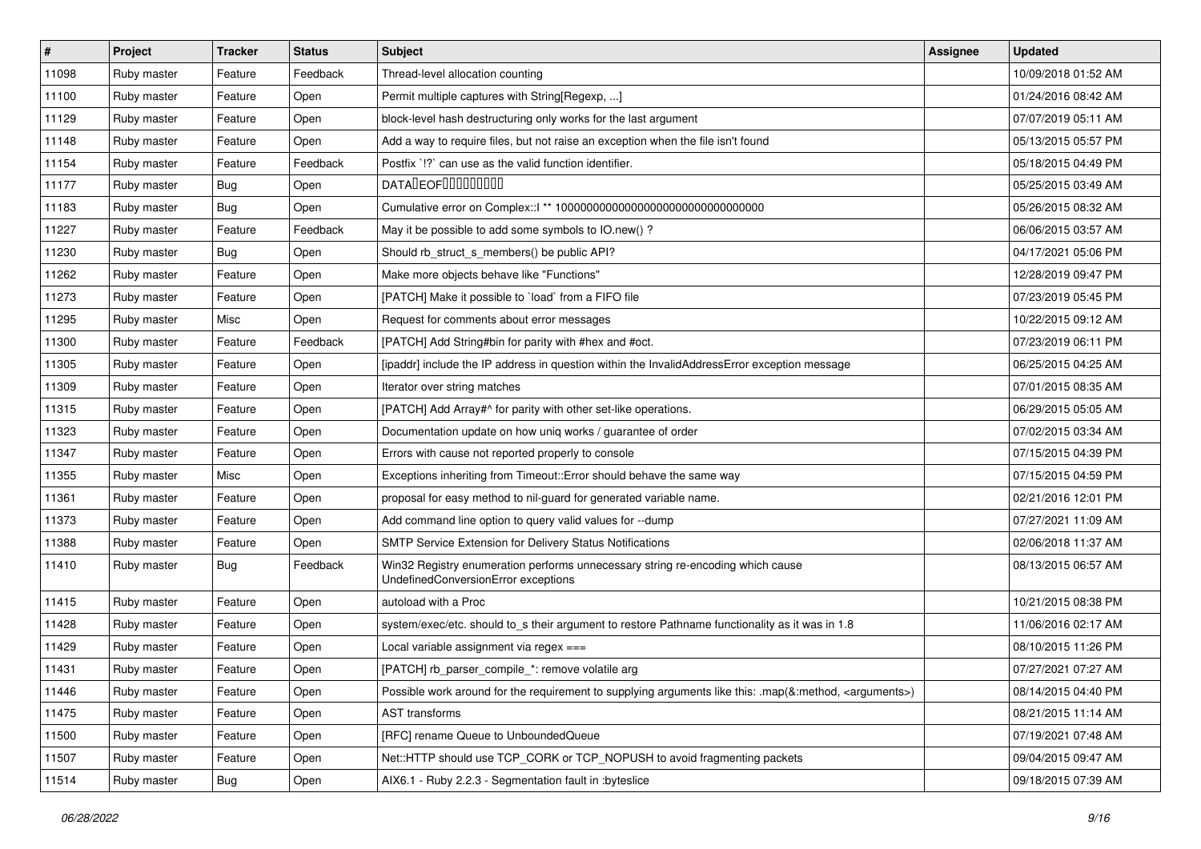| # | Project | Tracker | Status | Subject | Assignee | Updated |
|---|---|---|---|---|---|---|
| 11098 | Ruby master | Feature | Feedback | Thread-level allocation counting | | 10/09/2018 01:52 AM |
| 11100 | Ruby master | Feature | Open | Permit multiple captures with String[Regexp, ...] | | 01/24/2016 08:42 AM |
| 11129 | Ruby master | Feature | Open | block-level hash destructuring only works for the last argument | | 07/07/2019 05:11 AM |
| 11148 | Ruby master | Feature | Open | Add a way to require files, but not raise an exception when the file isn't found | | 05/13/2015 05:57 PM |
| 11154 | Ruby master | Feature | Feedback | Postfix `!?` can use as the valid function identifier. | | 05/18/2015 04:49 PM |
| 11177 | Ruby master | Bug | Open | DATA�EOF��������� | | 05/25/2015 03:49 AM |
| 11183 | Ruby master | Bug | Open | Cumulative error on Complex::I ** 100000000000000000000000000000000 | | 05/26/2015 08:32 AM |
| 11227 | Ruby master | Feature | Feedback | May it be possible to add some symbols to IO.new() ? | | 06/06/2015 03:57 AM |
| 11230 | Ruby master | Bug | Open | Should rb_struct_s_members() be public API? | | 04/17/2021 05:06 PM |
| 11262 | Ruby master | Feature | Open | Make more objects behave like "Functions" | | 12/28/2019 09:47 PM |
| 11273 | Ruby master | Feature | Open | [PATCH] Make it possible to `load` from a FIFO file | | 07/23/2019 05:45 PM |
| 11295 | Ruby master | Misc | Open | Request for comments about error messages | | 10/22/2015 09:12 AM |
| 11300 | Ruby master | Feature | Feedback | [PATCH] Add String#bin for parity with #hex and #oct. | | 07/23/2019 06:11 PM |
| 11305 | Ruby master | Feature | Open | [ipaddr] include the IP address in question within the InvalidAddressError exception message | | 06/25/2015 04:25 AM |
| 11309 | Ruby master | Feature | Open | Iterator over string matches | | 07/01/2015 08:35 AM |
| 11315 | Ruby master | Feature | Open | [PATCH] Add Array#^ for parity with other set-like operations. | | 06/29/2015 05:05 AM |
| 11323 | Ruby master | Feature | Open | Documentation update on how uniq works / guarantee of order | | 07/02/2015 03:34 AM |
| 11347 | Ruby master | Feature | Open | Errors with cause not reported properly to console | | 07/15/2015 04:39 PM |
| 11355 | Ruby master | Misc | Open | Exceptions inheriting from Timeout::Error should behave the same way | | 07/15/2015 04:59 PM |
| 11361 | Ruby master | Feature | Open | proposal for easy method to nil-guard for generated variable name. | | 02/21/2016 12:01 PM |
| 11373 | Ruby master | Feature | Open | Add command line option to query valid values for --dump | | 07/27/2021 11:09 AM |
| 11388 | Ruby master | Feature | Open | SMTP Service Extension for Delivery Status Notifications | | 02/06/2018 11:37 AM |
| 11410 | Ruby master | Bug | Feedback | Win32 Registry enumeration performs unnecessary string re-encoding which cause UndefinedConversionError exceptions | | 08/13/2015 06:57 AM |
| 11415 | Ruby master | Feature | Open | autoload with a Proc | | 10/21/2015 08:38 PM |
| 11428 | Ruby master | Feature | Open | system/exec/etc. should to_s their argument to restore Pathname functionality as it was in 1.8 | | 11/06/2016 02:17 AM |
| 11429 | Ruby master | Feature | Open | Local variable assignment via regex === | | 08/10/2015 11:26 PM |
| 11431 | Ruby master | Feature | Open | [PATCH] rb_parser_compile_*: remove volatile arg | | 07/27/2021 07:27 AM |
| 11446 | Ruby master | Feature | Open | Possible work around for the requirement to supplying arguments like this: .map(&:method, <arguments>) | | 08/14/2015 04:40 PM |
| 11475 | Ruby master | Feature | Open | AST transforms | | 08/21/2015 11:14 AM |
| 11500 | Ruby master | Feature | Open | [RFC] rename Queue to UnboundedQueue | | 07/19/2021 07:48 AM |
| 11507 | Ruby master | Feature | Open | Net::HTTP should use TCP_CORK or TCP_NOPUSH to avoid fragmenting packets | | 09/04/2015 09:47 AM |
| 11514 | Ruby master | Bug | Open | AIX6.1 - Ruby 2.2.3 - Segmentation fault in :byteslice | | 09/18/2015 07:39 AM |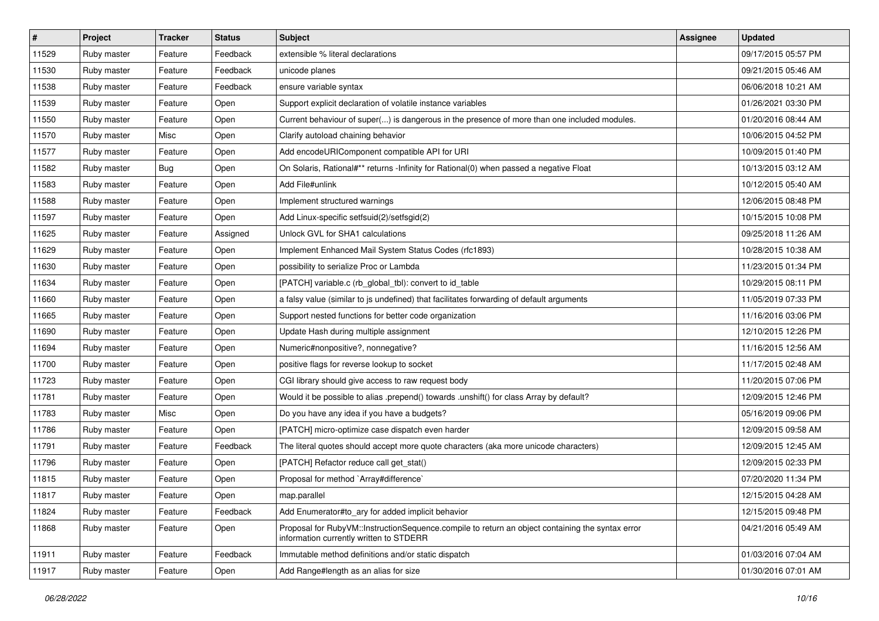| # | Project | Tracker | Status | Subject | Assignee | Updated |
| --- | --- | --- | --- | --- | --- | --- |
| 11529 | Ruby master | Feature | Feedback | extensible % literal declarations | | 09/17/2015 05:57 PM |
| 11530 | Ruby master | Feature | Feedback | unicode planes | | 09/21/2015 05:46 AM |
| 11538 | Ruby master | Feature | Feedback | ensure variable syntax | | 06/06/2018 10:21 AM |
| 11539 | Ruby master | Feature | Open | Support explicit declaration of volatile instance variables | | 01/26/2021 03:30 PM |
| 11550 | Ruby master | Feature | Open | Current behaviour of super(...) is dangerous in the presence of more than one included modules. | | 01/20/2016 08:44 AM |
| 11570 | Ruby master | Misc | Open | Clarify autoload chaining behavior | | 10/06/2015 04:52 PM |
| 11577 | Ruby master | Feature | Open | Add encodeURIComponent compatible API for URI | | 10/09/2015 01:40 PM |
| 11582 | Ruby master | Bug | Open | On Solaris, Rational#** returns -Infinity for Rational(0) when passed a negative Float | | 10/13/2015 03:12 AM |
| 11583 | Ruby master | Feature | Open | Add File#unlink | | 10/12/2015 05:40 AM |
| 11588 | Ruby master | Feature | Open | Implement structured warnings | | 12/06/2015 08:48 PM |
| 11597 | Ruby master | Feature | Open | Add Linux-specific setfsuid(2)/setfsgid(2) | | 10/15/2015 10:08 PM |
| 11625 | Ruby master | Feature | Assigned | Unlock GVL for SHA1 calculations | | 09/25/2018 11:26 AM |
| 11629 | Ruby master | Feature | Open | Implement Enhanced Mail System Status Codes (rfc1893) | | 10/28/2015 10:38 AM |
| 11630 | Ruby master | Feature | Open | possibility to serialize Proc or Lambda | | 11/23/2015 01:34 PM |
| 11634 | Ruby master | Feature | Open | [PATCH] variable.c (rb_global_tbl): convert to id_table | | 10/29/2015 08:11 PM |
| 11660 | Ruby master | Feature | Open | a falsy value (similar to js undefined) that facilitates forwarding of default arguments | | 11/05/2019 07:33 PM |
| 11665 | Ruby master | Feature | Open | Support nested functions for better code organization | | 11/16/2016 03:06 PM |
| 11690 | Ruby master | Feature | Open | Update Hash during multiple assignment | | 12/10/2015 12:26 PM |
| 11694 | Ruby master | Feature | Open | Numeric#nonpositive?, nonnegative? | | 11/16/2015 12:56 AM |
| 11700 | Ruby master | Feature | Open | positive flags for reverse lookup to socket | | 11/17/2015 02:48 AM |
| 11723 | Ruby master | Feature | Open | CGI library should give access to raw request body | | 11/20/2015 07:06 PM |
| 11781 | Ruby master | Feature | Open | Would it be possible to alias .prepend() towards .unshift() for class Array by default? | | 12/09/2015 12:46 PM |
| 11783 | Ruby master | Misc | Open | Do you have any idea if you have a budgets? | | 05/16/2019 09:06 PM |
| 11786 | Ruby master | Feature | Open | [PATCH] micro-optimize case dispatch even harder | | 12/09/2015 09:58 AM |
| 11791 | Ruby master | Feature | Feedback | The literal quotes should accept more quote characters (aka more unicode characters) | | 12/09/2015 12:45 AM |
| 11796 | Ruby master | Feature | Open | [PATCH] Refactor reduce call get_stat() | | 12/09/2015 02:33 PM |
| 11815 | Ruby master | Feature | Open | Proposal for method `Array#difference` | | 07/20/2020 11:34 PM |
| 11817 | Ruby master | Feature | Open | map.parallel | | 12/15/2015 04:28 AM |
| 11824 | Ruby master | Feature | Feedback | Add Enumerator#to_ary for added implicit behavior | | 12/15/2015 09:48 PM |
| 11868 | Ruby master | Feature | Open | Proposal for RubyVM::InstructionSequence.compile to return an object containing the syntax error information currently written to STDERR | | 04/21/2016 05:49 AM |
| 11911 | Ruby master | Feature | Feedback | Immutable method definitions and/or static dispatch | | 01/03/2016 07:04 AM |
| 11917 | Ruby master | Feature | Open | Add Range#length as an alias for size | | 01/30/2016 07:01 AM |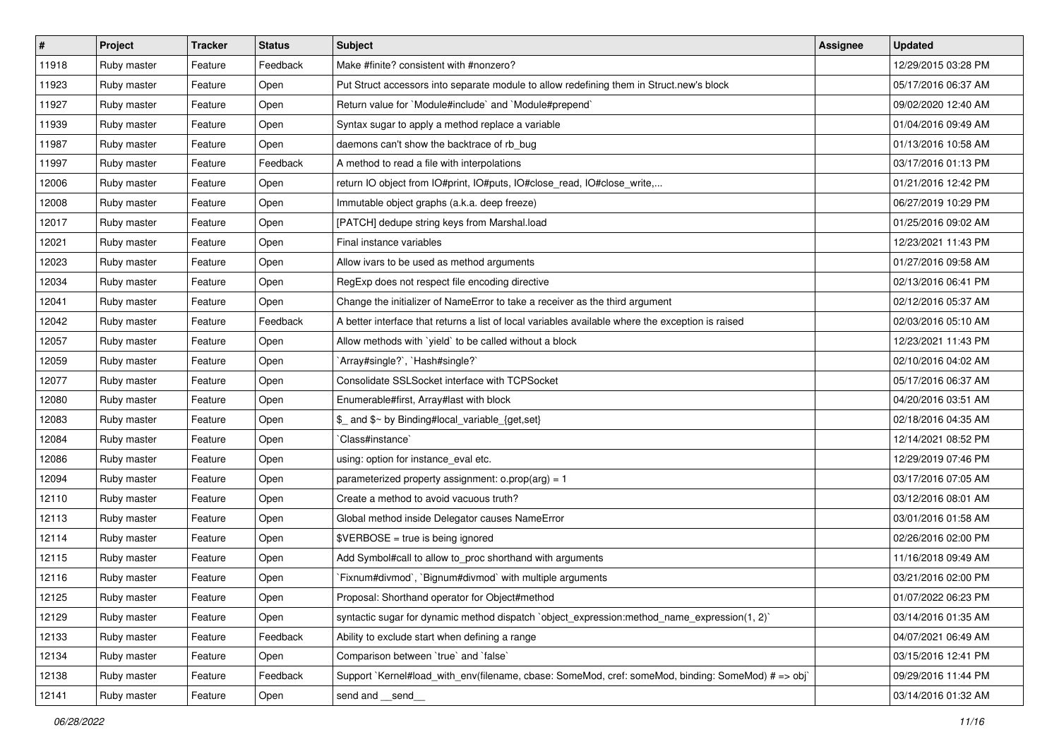| # | Project | Tracker | Status | Subject | Assignee | Updated |
|---|---|---|---|---|---|---|
| 11918 | Ruby master | Feature | Feedback | Make #finite? consistent with #nonzero? | | 12/29/2015 03:28 PM |
| 11923 | Ruby master | Feature | Open | Put Struct accessors into separate module to allow redefining them in Struct.new's block | | 05/17/2016 06:37 AM |
| 11927 | Ruby master | Feature | Open | Return value for `Module#include` and `Module#prepend` | | 09/02/2020 12:40 AM |
| 11939 | Ruby master | Feature | Open | Syntax sugar to apply a method replace a variable | | 01/04/2016 09:49 AM |
| 11987 | Ruby master | Feature | Open | daemons can't show the backtrace of rb_bug | | 01/13/2016 10:58 AM |
| 11997 | Ruby master | Feature | Feedback | A method to read a file with interpolations | | 03/17/2016 01:13 PM |
| 12006 | Ruby master | Feature | Open | return IO object from IO#print, IO#puts, IO#close_read, IO#close_write,... | | 01/21/2016 12:42 PM |
| 12008 | Ruby master | Feature | Open | Immutable object graphs (a.k.a. deep freeze) | | 06/27/2019 10:29 PM |
| 12017 | Ruby master | Feature | Open | [PATCH] dedupe string keys from Marshal.load | | 01/25/2016 09:02 AM |
| 12021 | Ruby master | Feature | Open | Final instance variables | | 12/23/2021 11:43 PM |
| 12023 | Ruby master | Feature | Open | Allow ivars to be used as method arguments | | 01/27/2016 09:58 AM |
| 12034 | Ruby master | Feature | Open | RegExp does not respect file encoding directive | | 02/13/2016 06:41 PM |
| 12041 | Ruby master | Feature | Open | Change the initializer of NameError to take a receiver as the third argument | | 02/12/2016 05:37 AM |
| 12042 | Ruby master | Feature | Feedback | A better interface that returns a list of local variables available where the exception is raised | | 02/03/2016 05:10 AM |
| 12057 | Ruby master | Feature | Open | Allow methods with `yield` to be called without a block | | 12/23/2021 11:43 PM |
| 12059 | Ruby master | Feature | Open | `Array#single?`, `Hash#single?` | | 02/10/2016 04:02 AM |
| 12077 | Ruby master | Feature | Open | Consolidate SSLSocket interface with TCPSocket | | 05/17/2016 06:37 AM |
| 12080 | Ruby master | Feature | Open | Enumerable#first, Array#last with block | | 04/20/2016 03:51 AM |
| 12083 | Ruby master | Feature | Open | $_ and $~ by Binding#local_variable_{get,set} | | 02/18/2016 04:35 AM |
| 12084 | Ruby master | Feature | Open | `Class#instance` | | 12/14/2021 08:52 PM |
| 12086 | Ruby master | Feature | Open | using: option for instance_eval etc. | | 12/29/2019 07:46 PM |
| 12094 | Ruby master | Feature | Open | parameterized property assignment: o.prop(arg) = 1 | | 03/17/2016 07:05 AM |
| 12110 | Ruby master | Feature | Open | Create a method to avoid vacuous truth? | | 03/12/2016 08:01 AM |
| 12113 | Ruby master | Feature | Open | Global method inside Delegator causes NameError | | 03/01/2016 01:58 AM |
| 12114 | Ruby master | Feature | Open | $VERBOSE = true is being ignored | | 02/26/2016 02:00 PM |
| 12115 | Ruby master | Feature | Open | Add Symbol#call to allow to_proc shorthand with arguments | | 11/16/2018 09:49 AM |
| 12116 | Ruby master | Feature | Open | `Fixnum#divmod`, `Bignum#divmod` with multiple arguments | | 03/21/2016 02:00 PM |
| 12125 | Ruby master | Feature | Open | Proposal: Shorthand operator for Object#method | | 01/07/2022 06:23 PM |
| 12129 | Ruby master | Feature | Open | syntactic sugar for dynamic method dispatch `object_expression:method_name_expression(1, 2)` | | 03/14/2016 01:35 AM |
| 12133 | Ruby master | Feature | Feedback | Ability to exclude start when defining a range | | 04/07/2021 06:49 AM |
| 12134 | Ruby master | Feature | Open | Comparison between `true` and `false` | | 03/15/2016 12:41 PM |
| 12138 | Ruby master | Feature | Feedback | Support `Kernel#load_with_env(filename, cbase: SomeMod, cref: someMod, binding: SomeMod) # => obj` | | 09/29/2016 11:44 PM |
| 12141 | Ruby master | Feature | Open | send and __send__ | | 03/14/2016 01:32 AM |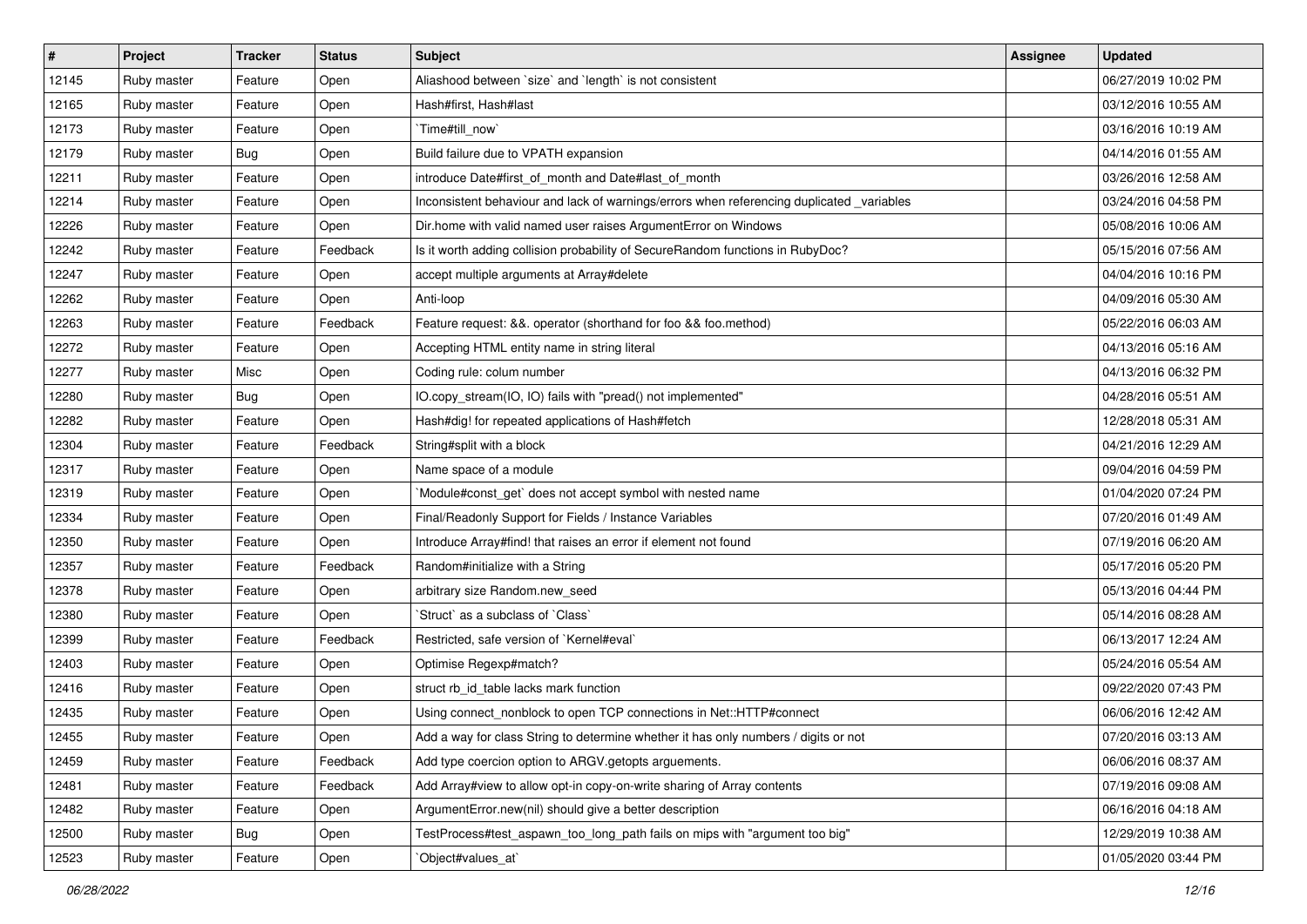| # | Project | Tracker | Status | Subject | Assignee | Updated |
|---|---|---|---|---|---|---|
| 12145 | Ruby master | Feature | Open | Aliashood between `size` and `length` is not consistent | | 06/27/2019 10:02 PM |
| 12165 | Ruby master | Feature | Open | Hash#first, Hash#last | | 03/12/2016 10:55 AM |
| 12173 | Ruby master | Feature | Open | `Time#till_now` | | 03/16/2016 10:19 AM |
| 12179 | Ruby master | Bug | Open | Build failure due to VPATH expansion | | 04/14/2016 01:55 AM |
| 12211 | Ruby master | Feature | Open | introduce Date#first_of_month and Date#last_of_month | | 03/26/2016 12:58 AM |
| 12214 | Ruby master | Feature | Open | Inconsistent behaviour and lack of warnings/errors when referencing duplicated _variables | | 03/24/2016 04:58 PM |
| 12226 | Ruby master | Feature | Open | Dir.home with valid named user raises ArgumentError on Windows | | 05/08/2016 10:06 AM |
| 12242 | Ruby master | Feature | Feedback | Is it worth adding collision probability of SecureRandom functions in RubyDoc? | | 05/15/2016 07:56 AM |
| 12247 | Ruby master | Feature | Open | accept multiple arguments at Array#delete | | 04/04/2016 10:16 PM |
| 12262 | Ruby master | Feature | Open | Anti-loop | | 04/09/2016 05:30 AM |
| 12263 | Ruby master | Feature | Feedback | Feature request: &&. operator (shorthand for foo && foo.method) | | 05/22/2016 06:03 AM |
| 12272 | Ruby master | Feature | Open | Accepting HTML entity name in string literal | | 04/13/2016 05:16 AM |
| 12277 | Ruby master | Misc | Open | Coding rule: colum number | | 04/13/2016 06:32 PM |
| 12280 | Ruby master | Bug | Open | IO.copy_stream(IO, IO) fails with "pread() not implemented" | | 04/28/2016 05:51 AM |
| 12282 | Ruby master | Feature | Open | Hash#dig! for repeated applications of Hash#fetch | | 12/28/2018 05:31 AM |
| 12304 | Ruby master | Feature | Feedback | String#split with a block | | 04/21/2016 12:29 AM |
| 12317 | Ruby master | Feature | Open | Name space of a module | | 09/04/2016 04:59 PM |
| 12319 | Ruby master | Feature | Open | `Module#const_get` does not accept symbol with nested name | | 01/04/2020 07:24 PM |
| 12334 | Ruby master | Feature | Open | Final/Readonly Support for Fields / Instance Variables | | 07/20/2016 01:49 AM |
| 12350 | Ruby master | Feature | Open | Introduce Array#find! that raises an error if element not found | | 07/19/2016 06:20 AM |
| 12357 | Ruby master | Feature | Feedback | Random#initialize with a String | | 05/17/2016 05:20 PM |
| 12378 | Ruby master | Feature | Open | arbitrary size Random.new_seed | | 05/13/2016 04:44 PM |
| 12380 | Ruby master | Feature | Open | `Struct` as a subclass of `Class` | | 05/14/2016 08:28 AM |
| 12399 | Ruby master | Feature | Feedback | Restricted, safe version of `Kernel#eval` | | 06/13/2017 12:24 AM |
| 12403 | Ruby master | Feature | Open | Optimise Regexp#match? | | 05/24/2016 05:54 AM |
| 12416 | Ruby master | Feature | Open | struct rb_id_table lacks mark function | | 09/22/2020 07:43 PM |
| 12435 | Ruby master | Feature | Open | Using connect_nonblock to open TCP connections in Net::HTTP#connect | | 06/06/2016 12:42 AM |
| 12455 | Ruby master | Feature | Open | Add a way for class String to determine whether it has only numbers / digits or not | | 07/20/2016 03:13 AM |
| 12459 | Ruby master | Feature | Feedback | Add type coercion option to ARGV.getopts arguements. | | 06/06/2016 08:37 AM |
| 12481 | Ruby master | Feature | Feedback | Add Array#view to allow opt-in copy-on-write sharing of Array contents | | 07/19/2016 09:08 AM |
| 12482 | Ruby master | Feature | Open | ArgumentError.new(nil) should give a better description | | 06/16/2016 04:18 AM |
| 12500 | Ruby master | Bug | Open | TestProcess#test_aspawn_too_long_path fails on mips with "argument too big" | | 12/29/2019 10:38 AM |
| 12523 | Ruby master | Feature | Open | `Object#values_at` | | 01/05/2020 03:44 PM |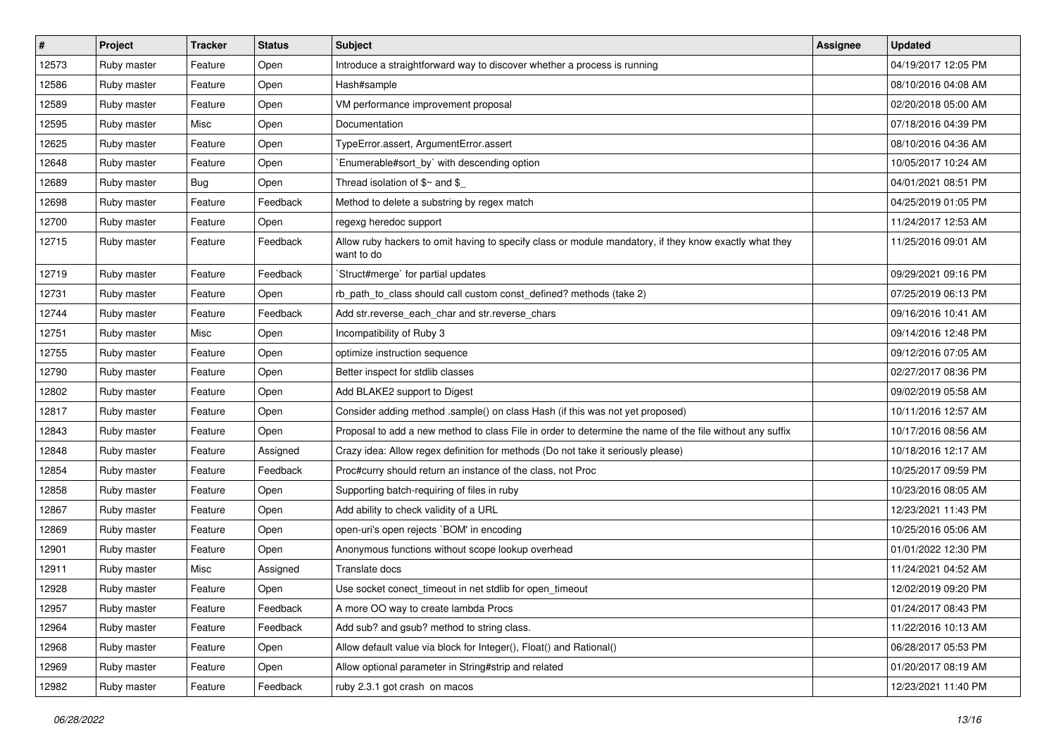| # | Project | Tracker | Status | Subject | Assignee | Updated |
|---|---|---|---|---|---|---|
| 12573 | Ruby master | Feature | Open | Introduce a straightforward way to discover whether a process is running | | 04/19/2017 12:05 PM |
| 12586 | Ruby master | Feature | Open | Hash#sample | | 08/10/2016 04:08 AM |
| 12589 | Ruby master | Feature | Open | VM performance improvement proposal | | 02/20/2018 05:00 AM |
| 12595 | Ruby master | Misc | Open | Documentation | | 07/18/2016 04:39 PM |
| 12625 | Ruby master | Feature | Open | TypeError.assert, ArgumentError.assert | | 08/10/2016 04:36 AM |
| 12648 | Ruby master | Feature | Open | `Enumerable#sort_by` with descending option | | 10/05/2017 10:24 AM |
| 12689 | Ruby master | Bug | Open | Thread isolation of $~ and $_ | | 04/01/2021 08:51 PM |
| 12698 | Ruby master | Feature | Feedback | Method to delete a substring by regex match | | 04/25/2019 01:05 PM |
| 12700 | Ruby master | Feature | Open | regexg heredoc support | | 11/24/2017 12:53 AM |
| 12715 | Ruby master | Feature | Feedback | Allow ruby hackers to omit having to specify class or module mandatory, if they know exactly what they want to do | | 11/25/2016 09:01 AM |
| 12719 | Ruby master | Feature | Feedback | `Struct#merge` for partial updates | | 09/29/2021 09:16 PM |
| 12731 | Ruby master | Feature | Open | rb_path_to_class should call custom const_defined? methods (take 2) | | 07/25/2019 06:13 PM |
| 12744 | Ruby master | Feature | Feedback | Add str.reverse_each_char and str.reverse_chars | | 09/16/2016 10:41 AM |
| 12751 | Ruby master | Misc | Open | Incompatibility of Ruby 3 | | 09/14/2016 12:48 PM |
| 12755 | Ruby master | Feature | Open | optimize instruction sequence | | 09/12/2016 07:05 AM |
| 12790 | Ruby master | Feature | Open | Better inspect for stdlib classes | | 02/27/2017 08:36 PM |
| 12802 | Ruby master | Feature | Open | Add BLAKE2 support to Digest | | 09/02/2019 05:58 AM |
| 12817 | Ruby master | Feature | Open | Consider adding method .sample() on class Hash (if this was not yet proposed) | | 10/11/2016 12:57 AM |
| 12843 | Ruby master | Feature | Open | Proposal to add a new method to class File in order to determine the name of the file without any suffix | | 10/17/2016 08:56 AM |
| 12848 | Ruby master | Feature | Assigned | Crazy idea: Allow regex definition for methods (Do not take it seriously please) | | 10/18/2016 12:17 AM |
| 12854 | Ruby master | Feature | Feedback | Proc#curry should return an instance of the class, not Proc | | 10/25/2017 09:59 PM |
| 12858 | Ruby master | Feature | Open | Supporting batch-requiring of files in ruby | | 10/23/2016 08:05 AM |
| 12867 | Ruby master | Feature | Open | Add ability to check validity of a URL | | 12/23/2021 11:43 PM |
| 12869 | Ruby master | Feature | Open | open-uri's open rejects `BOM' in encoding | | 10/25/2016 05:06 AM |
| 12901 | Ruby master | Feature | Open | Anonymous functions without scope lookup overhead | | 01/01/2022 12:30 PM |
| 12911 | Ruby master | Misc | Assigned | Translate docs | | 11/24/2021 04:52 AM |
| 12928 | Ruby master | Feature | Open | Use socket conect_timeout in net stdlib for open_timeout | | 12/02/2019 09:20 PM |
| 12957 | Ruby master | Feature | Feedback | A more OO way to create lambda Procs | | 01/24/2017 08:43 PM |
| 12964 | Ruby master | Feature | Feedback | Add sub? and gsub? method to string class. | | 11/22/2016 10:13 AM |
| 12968 | Ruby master | Feature | Open | Allow default value via block for Integer(), Float() and Rational() | | 06/28/2017 05:53 PM |
| 12969 | Ruby master | Feature | Open | Allow optional parameter in String#strip and related | | 01/20/2017 08:19 AM |
| 12982 | Ruby master | Feature | Feedback | ruby 2.3.1 got crash on macos | | 12/23/2021 11:40 PM |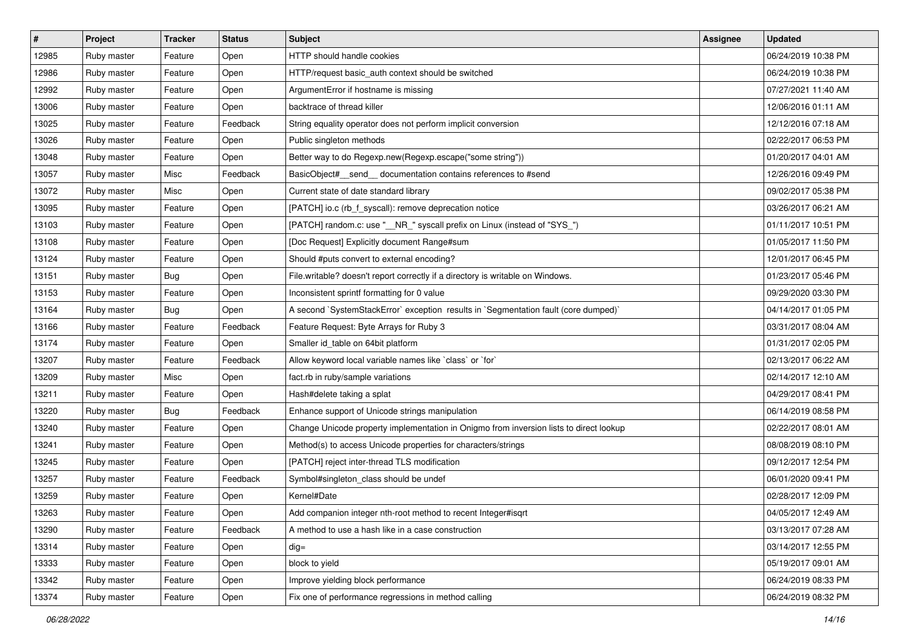| # | Project | Tracker | Status | Subject | Assignee | Updated |
|---|---|---|---|---|---|---|
| 12985 | Ruby master | Feature | Open | HTTP should handle cookies | | 06/24/2019 10:38 PM |
| 12986 | Ruby master | Feature | Open | HTTP/request basic_auth context should be switched | | 06/24/2019 10:38 PM |
| 12992 | Ruby master | Feature | Open | ArgumentError if hostname is missing | | 07/27/2021 11:40 AM |
| 13006 | Ruby master | Feature | Open | backtrace of thread killer | | 12/06/2016 01:11 AM |
| 13025 | Ruby master | Feature | Feedback | String equality operator does not perform implicit conversion | | 12/12/2016 07:18 AM |
| 13026 | Ruby master | Feature | Open | Public singleton methods | | 02/22/2017 06:53 PM |
| 13048 | Ruby master | Feature | Open | Better way to do Regexp.new(Regexp.escape("some string")) | | 01/20/2017 04:01 AM |
| 13057 | Ruby master | Misc | Feedback | BasicObject#__send__ documentation contains references to #send | | 12/26/2016 09:49 PM |
| 13072 | Ruby master | Misc | Open | Current state of date standard library | | 09/02/2017 05:38 PM |
| 13095 | Ruby master | Feature | Open | [PATCH] io.c (rb_f_syscall): remove deprecation notice | | 03/26/2017 06:21 AM |
| 13103 | Ruby master | Feature | Open | [PATCH] random.c: use "__NR_" syscall prefix on Linux (instead of "SYS_") | | 01/11/2017 10:51 PM |
| 13108 | Ruby master | Feature | Open | [Doc Request] Explicitly document Range#sum | | 01/05/2017 11:50 PM |
| 13124 | Ruby master | Feature | Open | Should #puts convert to external encoding? | | 12/01/2017 06:45 PM |
| 13151 | Ruby master | Bug | Open | File.writable? doesn't report correctly if a directory is writable on Windows. | | 01/23/2017 05:46 PM |
| 13153 | Ruby master | Feature | Open | Inconsistent sprintf formatting for 0 value | | 09/29/2020 03:30 PM |
| 13164 | Ruby master | Bug | Open | A second `SystemStackError` exception results in `Segmentation fault (core dumped)` | | 04/14/2017 01:05 PM |
| 13166 | Ruby master | Feature | Feedback | Feature Request: Byte Arrays for Ruby 3 | | 03/31/2017 08:04 AM |
| 13174 | Ruby master | Feature | Open | Smaller id_table on 64bit platform | | 01/31/2017 02:05 PM |
| 13207 | Ruby master | Feature | Feedback | Allow keyword local variable names like `class` or `for` | | 02/13/2017 06:22 AM |
| 13209 | Ruby master | Misc | Open | fact.rb in ruby/sample variations | | 02/14/2017 12:10 AM |
| 13211 | Ruby master | Feature | Open | Hash#delete taking a splat | | 04/29/2017 08:41 PM |
| 13220 | Ruby master | Bug | Feedback | Enhance support of Unicode strings manipulation | | 06/14/2019 08:58 PM |
| 13240 | Ruby master | Feature | Open | Change Unicode property implementation in Onigmo from inversion lists to direct lookup | | 02/22/2017 08:01 AM |
| 13241 | Ruby master | Feature | Open | Method(s) to access Unicode properties for characters/strings | | 08/08/2019 08:10 PM |
| 13245 | Ruby master | Feature | Open | [PATCH] reject inter-thread TLS modification | | 09/12/2017 12:54 PM |
| 13257 | Ruby master | Feature | Feedback | Symbol#singleton_class should be undef | | 06/01/2020 09:41 PM |
| 13259 | Ruby master | Feature | Open | Kernel#Date | | 02/28/2017 12:09 PM |
| 13263 | Ruby master | Feature | Open | Add companion integer nth-root method to recent Integer#isqrt | | 04/05/2017 12:49 AM |
| 13290 | Ruby master | Feature | Feedback | A method to use a hash like in a case construction | | 03/13/2017 07:28 AM |
| 13314 | Ruby master | Feature | Open | dig= | | 03/14/2017 12:55 PM |
| 13333 | Ruby master | Feature | Open | block to yield | | 05/19/2017 09:01 AM |
| 13342 | Ruby master | Feature | Open | Improve yielding block performance | | 06/24/2019 08:33 PM |
| 13374 | Ruby master | Feature | Open | Fix one of performance regressions in method calling | | 06/24/2019 08:32 PM |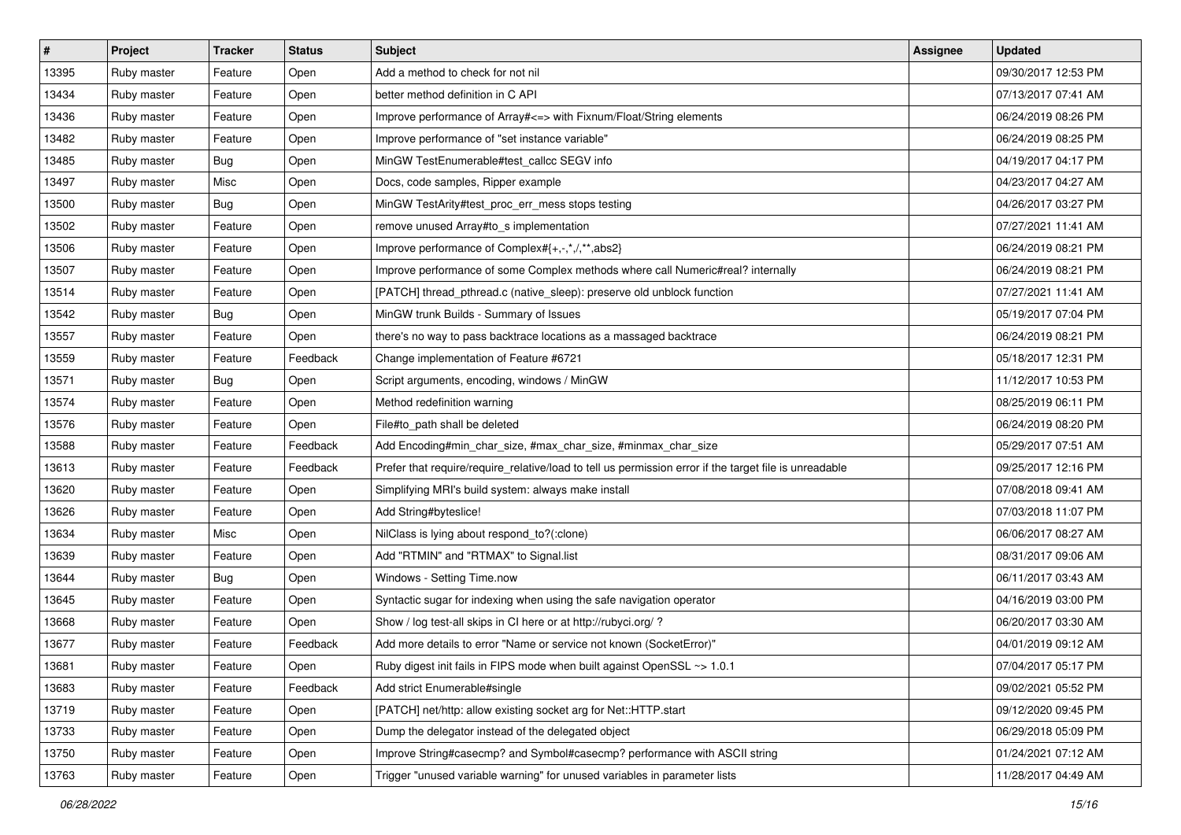| # | Project | Tracker | Status | Subject | Assignee | Updated |
|---|---|---|---|---|---|---|
| 13395 | Ruby master | Feature | Open | Add a method to check for not nil | | 09/30/2017 12:53 PM |
| 13434 | Ruby master | Feature | Open | better method definition in C API | | 07/13/2017 07:41 AM |
| 13436 | Ruby master | Feature | Open | Improve performance of Array#<=> with Fixnum/Float/String elements | | 06/24/2019 08:26 PM |
| 13482 | Ruby master | Feature | Open | Improve performance of "set instance variable" | | 06/24/2019 08:25 PM |
| 13485 | Ruby master | Bug | Open | MinGW TestEnumerable#test_callcc SEGV info | | 04/19/2017 04:17 PM |
| 13497 | Ruby master | Misc | Open | Docs, code samples, Ripper example | | 04/23/2017 04:27 AM |
| 13500 | Ruby master | Bug | Open | MinGW TestArity#test_proc_err_mess stops testing | | 04/26/2017 03:27 PM |
| 13502 | Ruby master | Feature | Open | remove unused Array#to_s implementation | | 07/27/2021 11:41 AM |
| 13506 | Ruby master | Feature | Open | Improve performance of Complex#{+,-,*,/,**,abs2} | | 06/24/2019 08:21 PM |
| 13507 | Ruby master | Feature | Open | Improve performance of some Complex methods where call Numeric#real? internally | | 06/24/2019 08:21 PM |
| 13514 | Ruby master | Feature | Open | [PATCH] thread_pthread.c (native_sleep): preserve old unblock function | | 07/27/2021 11:41 AM |
| 13542 | Ruby master | Bug | Open | MinGW trunk Builds - Summary of Issues | | 05/19/2017 07:04 PM |
| 13557 | Ruby master | Feature | Open | there's no way to pass backtrace locations as a massaged backtrace | | 06/24/2019 08:21 PM |
| 13559 | Ruby master | Feature | Feedback | Change implementation of Feature #6721 | | 05/18/2017 12:31 PM |
| 13571 | Ruby master | Bug | Open | Script arguments, encoding, windows / MinGW | | 11/12/2017 10:53 PM |
| 13574 | Ruby master | Feature | Open | Method redefinition warning | | 08/25/2019 06:11 PM |
| 13576 | Ruby master | Feature | Open | File#to_path shall be deleted | | 06/24/2019 08:20 PM |
| 13588 | Ruby master | Feature | Feedback | Add Encoding#min_char_size, #max_char_size, #minmax_char_size | | 05/29/2017 07:51 AM |
| 13613 | Ruby master | Feature | Feedback | Prefer that require/require_relative/load to tell us permission error if the target file is unreadable | | 09/25/2017 12:16 PM |
| 13620 | Ruby master | Feature | Open | Simplifying MRI's build system: always make install | | 07/08/2018 09:41 AM |
| 13626 | Ruby master | Feature | Open | Add String#byteslice! | | 07/03/2018 11:07 PM |
| 13634 | Ruby master | Misc | Open | NilClass is lying about respond_to?(:clone) | | 06/06/2017 08:27 AM |
| 13639 | Ruby master | Feature | Open | Add "RTMIN" and "RTMAX" to Signal.list | | 08/31/2017 09:06 AM |
| 13644 | Ruby master | Bug | Open | Windows - Setting Time.now | | 06/11/2017 03:43 AM |
| 13645 | Ruby master | Feature | Open | Syntactic sugar for indexing when using the safe navigation operator | | 04/16/2019 03:00 PM |
| 13668 | Ruby master | Feature | Open | Show / log test-all skips in CI here or at http://rubyci.org/ ? | | 06/20/2017 03:30 AM |
| 13677 | Ruby master | Feature | Feedback | Add more details to error "Name or service not known (SocketError)" | | 04/01/2019 09:12 AM |
| 13681 | Ruby master | Feature | Open | Ruby digest init fails in FIPS mode when built against OpenSSL ~> 1.0.1 | | 07/04/2017 05:17 PM |
| 13683 | Ruby master | Feature | Feedback | Add strict Enumerable#single | | 09/02/2021 05:52 PM |
| 13719 | Ruby master | Feature | Open | [PATCH] net/http: allow existing socket arg for Net::HTTP.start | | 09/12/2020 09:45 PM |
| 13733 | Ruby master | Feature | Open | Dump the delegator instead of the delegated object | | 06/29/2018 05:09 PM |
| 13750 | Ruby master | Feature | Open | Improve String#casecmp? and Symbol#casecmp? performance with ASCII string | | 01/24/2021 07:12 AM |
| 13763 | Ruby master | Feature | Open | Trigger "unused variable warning" for unused variables in parameter lists | | 11/28/2017 04:49 AM |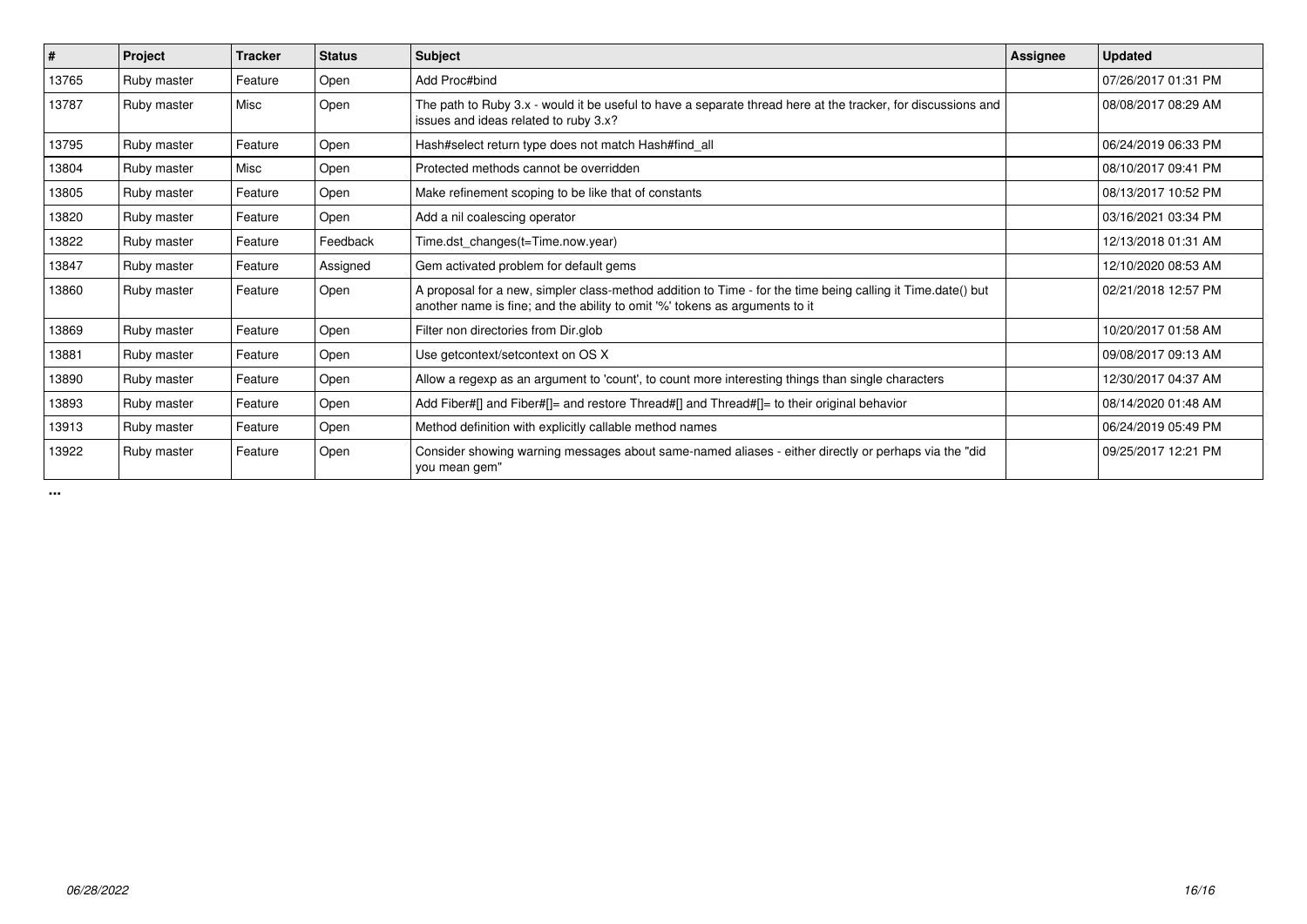| # | Project | Tracker | Status | Subject | Assignee | Updated |
|---|---|---|---|---|---|---|
| 13765 | Ruby master | Feature | Open | Add Proc#bind | | 07/26/2017 01:31 PM |
| 13787 | Ruby master | Misc | Open | The path to Ruby 3.x - would it be useful to have a separate thread here at the tracker, for discussions and issues and ideas related to ruby 3.x? | | 08/08/2017 08:29 AM |
| 13795 | Ruby master | Feature | Open | Hash#select return type does not match Hash#find_all | | 06/24/2019 06:33 PM |
| 13804 | Ruby master | Misc | Open | Protected methods cannot be overridden | | 08/10/2017 09:41 PM |
| 13805 | Ruby master | Feature | Open | Make refinement scoping to be like that of constants | | 08/13/2017 10:52 PM |
| 13820 | Ruby master | Feature | Open | Add a nil coalescing operator | | 03/16/2021 03:34 PM |
| 13822 | Ruby master | Feature | Feedback | Time.dst_changes(t=Time.now.year) | | 12/13/2018 01:31 AM |
| 13847 | Ruby master | Feature | Assigned | Gem activated problem for default gems | | 12/10/2020 08:53 AM |
| 13860 | Ruby master | Feature | Open | A proposal for a new, simpler class-method addition to Time - for the time being calling it Time.date() but another name is fine; and the ability to omit '%' tokens as arguments to it | | 02/21/2018 12:57 PM |
| 13869 | Ruby master | Feature | Open | Filter non directories from Dir.glob | | 10/20/2017 01:58 AM |
| 13881 | Ruby master | Feature | Open | Use getcontext/setcontext on OS X | | 09/08/2017 09:13 AM |
| 13890 | Ruby master | Feature | Open | Allow a regexp as an argument to 'count', to count more interesting things than single characters | | 12/30/2017 04:37 AM |
| 13893 | Ruby master | Feature | Open | Add Fiber#[] and Fiber#[]= and restore Thread#[] and Thread#[]= to their original behavior | | 08/14/2020 01:48 AM |
| 13913 | Ruby master | Feature | Open | Method definition with explicitly callable method names | | 06/24/2019 05:49 PM |
| 13922 | Ruby master | Feature | Open | Consider showing warning messages about same-named aliases - either directly or perhaps via the "did you mean gem" | | 09/25/2017 12:21 PM |

...